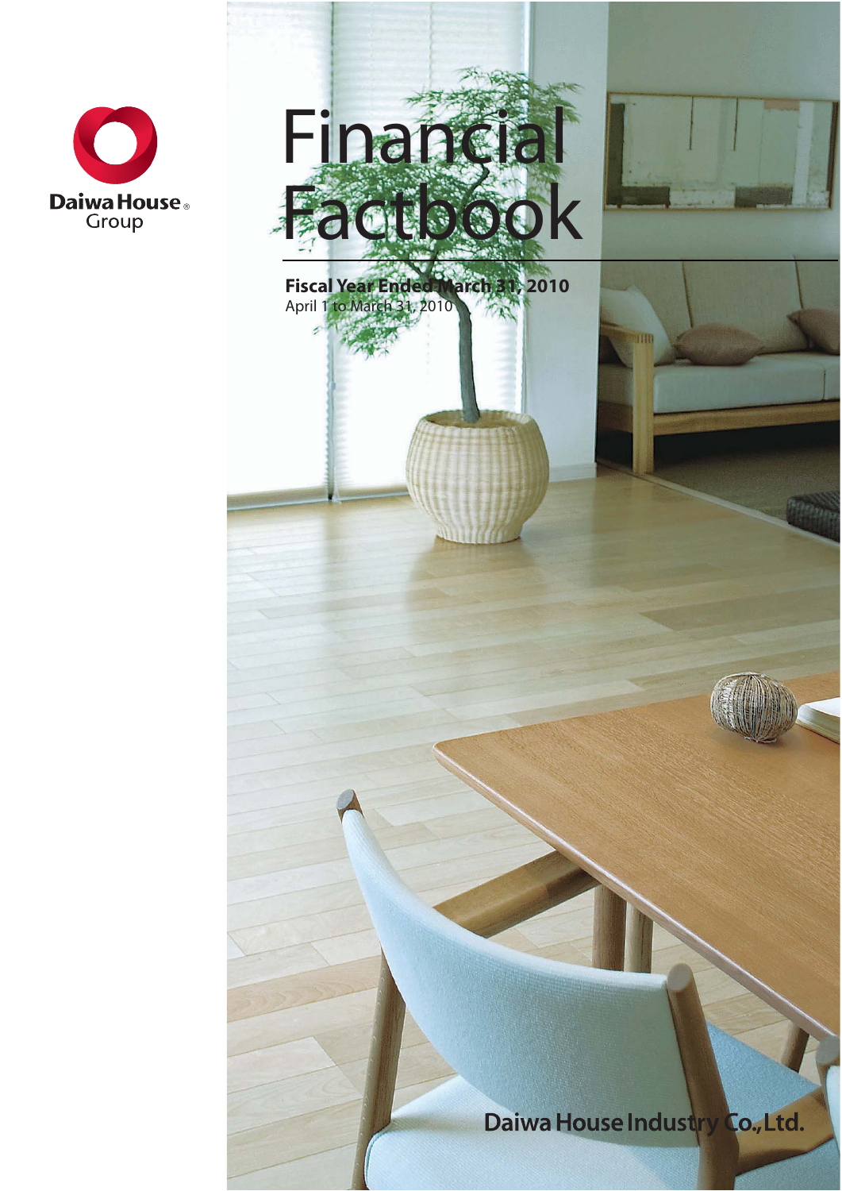Daiwa House® Group

# Financial Factbook

**Fiscal Year Ended March 31, 2010**
April 1 to March 31, 2010

Daiwa House Industry Co., Ltd.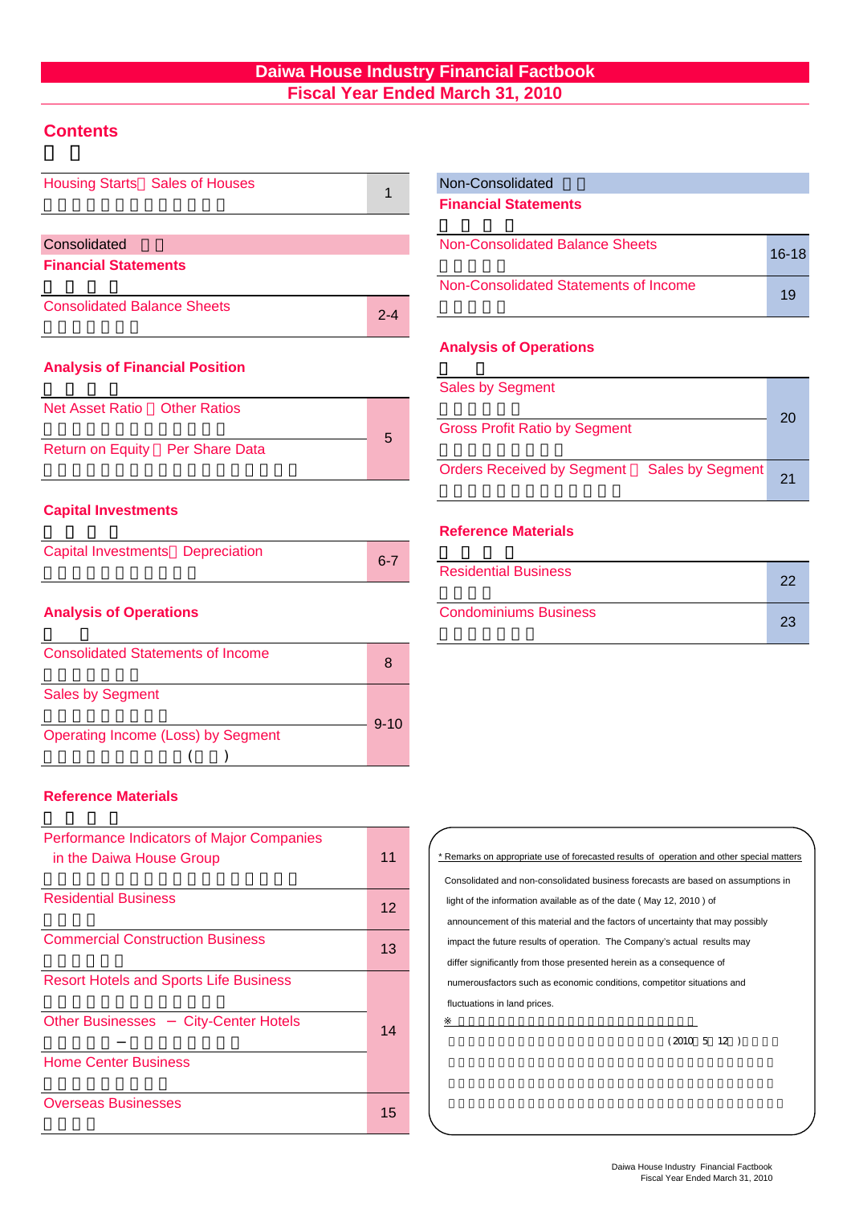# Daiwa House Industry Financial Factbook
## Fiscal Year Ended March 31, 2010

## Contents

| | |
|---|---|
| Housing Starts、Sales of Houses | 1 |

### Consolidated Financial Statements

| | |
|---|---|
| Consolidated Balance Sheets | 2-4 |

### Analysis of Financial Position

| | |
|---|---|
| Net Asset Ratio、Other Ratios | 5 |
| Return on Equity、Per Share Data | |

### Capital Investments

| | |
|---|---|
| Capital Investments、Depreciation | 6-7 |

### Analysis of Operations

| | |
|---|---|
| Consolidated Statements of Income | 8 |
| Sales by Segment | 9-10 |
| Operating Income (Loss) by Segment ( ) | |

### Reference Materials

| | |
|---|---|
| Performance Indicators of Major Companies in the Daiwa House Group | 11 |
| Residential Business | 12 |
| Commercial Construction Business | 13 |
| Resort Hotels and Sports Life Business | 14 |
| Other Businesses − City-Center Hotels | |
| Home Center Business | |
| Overseas Businesses | 15 |

### Non-Consolidated Financial Statements

| | |
|---|---|
| Non-Consolidated Balance Sheets | 16-18 |
| Non-Consolidated Statements of Income | 19 |

### Analysis of Operations

| | |
|---|---|
| Sales by Segment | 20 |
| Gross Profit Ratio by Segment | |
| Orders Received by Segment、Sales by Segment | 21 |

### Reference Materials

| | |
|---|---|
| Residential Business | 22 |
| Condominiums Business | 23 |

\* Remarks on appropriate use of forecasted results of operation and other special matters

Consolidated and non-consolidated business forecasts are based on assumptions in light of the information available as of the date ( May 12, 2010 ) of announcement of this material and the factors of uncertainty that may possibly impact the future results of operation. The Company's actual results may differ significantly from those presented herein as a consequence of numerousfactors such as economic conditions, competitor situations and fluctuations in land prices.

※

(2010 5 12 )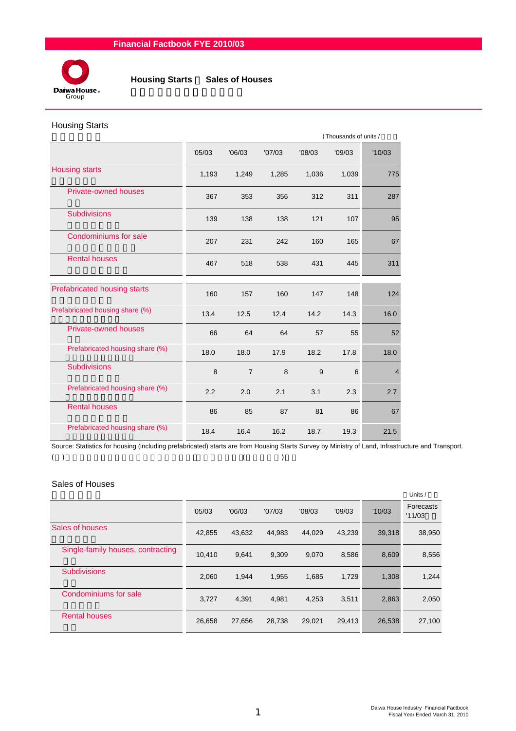# Financial Factbook FYE 2010/03

## Housing Starts ／ Sales of Houses

### Housing Starts

(Thousands of units / 千戸)

|  | '05/03 | '06/03 | '07/03 | '08/03 | '09/03 | '10/03 |
|---|---|---|---|---|---|---|
| Housing starts | 1,193 | 1,249 | 1,285 | 1,036 | 1,039 | 775 |
| Private-owned houses | 367 | 353 | 356 | 312 | 311 | 287 |
| Subdivisions | 139 | 138 | 138 | 121 | 107 | 95 |
| Condominiums for sale | 207 | 231 | 242 | 160 | 165 | 67 |
| Rental houses | 467 | 518 | 538 | 431 | 445 | 311 |
| Prefabricated housing starts | 160 | 157 | 160 | 147 | 148 | 124 |
| Prefabricated housing share (%) | 13.4 | 12.5 | 12.4 | 14.2 | 14.3 | 16.0 |
| Private-owned houses | 66 | 64 | 64 | 57 | 55 | 52 |
| Prefabricated housing share (%) | 18.0 | 18.0 | 17.9 | 18.2 | 17.8 | 18.0 |
| Subdivisions | 8 | 7 | 8 | 9 | 6 | 4 |
| Prefabricated housing share (%) | 2.2 | 2.0 | 2.1 | 3.1 | 2.3 | 2.7 |
| Rental houses | 86 | 85 | 87 | 81 | 86 | 67 |
| Prefabricated housing share (%) | 18.4 | 16.4 | 16.2 | 18.7 | 19.3 | 21.5 |

Source: Statistics for housing (including prefabricated) starts are from Housing Starts Survey by Ministry of Land, Infrastructure and Transport.

### Sales of Houses

Units / 戸

|  | '05/03 | '06/03 | '07/03 | '08/03 | '09/03 | '10/03 | Forecasts '11/03 |
|---|---|---|---|---|---|---|---|
| Sales of houses | 42,855 | 43,632 | 44,983 | 44,029 | 43,239 | 39,318 | 38,950 |
| Single-family houses, contracting | 10,410 | 9,641 | 9,309 | 9,070 | 8,586 | 8,609 | 8,556 |
| Subdivisions | 2,060 | 1,944 | 1,955 | 1,685 | 1,729 | 1,308 | 1,244 |
| Condominiums for sale | 3,727 | 4,391 | 4,981 | 4,253 | 3,511 | 2,863 | 2,050 |
| Rental houses | 26,658 | 27,656 | 28,738 | 29,021 | 29,413 | 26,538 | 27,100 |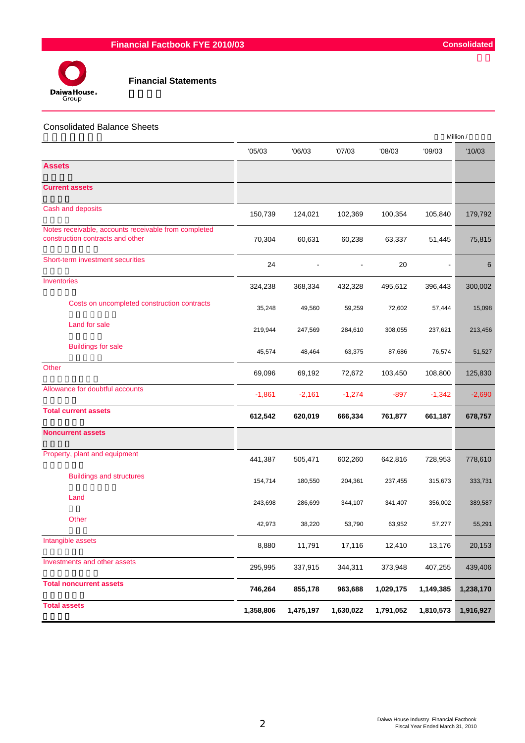# Financial Statements

## Consolidated Balance Sheets

Million /

| | '05/03 | '06/03 | '07/03 | '08/03 | '09/03 | '10/03 |
|---|---|---|---|---|---|---|
| **Assets** | | | | | | |
| **Current assets** | | | | | | |
| Cash and deposits | 150,739 | 124,021 | 102,369 | 100,354 | 105,840 | 179,792 |
| Notes receivable, accounts receivable from completed construction contracts and other | 70,304 | 60,631 | 60,238 | 63,337 | 51,445 | 75,815 |
| Short-term investment securities | 24 | - | - | 20 | - | 6 |
| Inventories | 324,238 | 368,334 | 432,328 | 495,612 | 396,443 | 300,002 |
| Costs on uncompleted construction contracts | 35,248 | 49,560 | 59,259 | 72,602 | 57,444 | 15,098 |
| Land for sale | 219,944 | 247,569 | 284,610 | 308,055 | 237,621 | 213,456 |
| Buildings for sale | 45,574 | 48,464 | 63,375 | 87,686 | 76,574 | 51,527 |
| Other | 69,096 | 69,192 | 72,672 | 103,450 | 108,800 | 125,830 |
| Allowance for doubtful accounts | -1,861 | -2,161 | -1,274 | -897 | -1,342 | -2,690 |
| **Total current assets** | **612,542** | **620,019** | **666,334** | **761,877** | **661,187** | **678,757** |
| **Noncurrent assets** | | | | | | |
| Property, plant and equipment | 441,387 | 505,471 | 602,260 | 642,816 | 728,953 | 778,610 |
| Buildings and structures | 154,714 | 180,550 | 204,361 | 237,455 | 315,673 | 333,731 |
| Land | 243,698 | 286,699 | 344,107 | 341,407 | 356,002 | 389,587 |
| Other | 42,973 | 38,220 | 53,790 | 63,952 | 57,277 | 55,291 |
| Intangible assets | 8,880 | 11,791 | 17,116 | 12,410 | 13,176 | 20,153 |
| Investments and other assets | 295,995 | 337,915 | 344,311 | 373,948 | 407,255 | 439,406 |
| **Total noncurrent assets** | **746,264** | **855,178** | **963,688** | **1,029,175** | **1,149,385** | **1,238,170** |
| **Total assets** | **1,358,806** | **1,475,197** | **1,630,022** | **1,791,052** | **1,810,573** | **1,916,927** |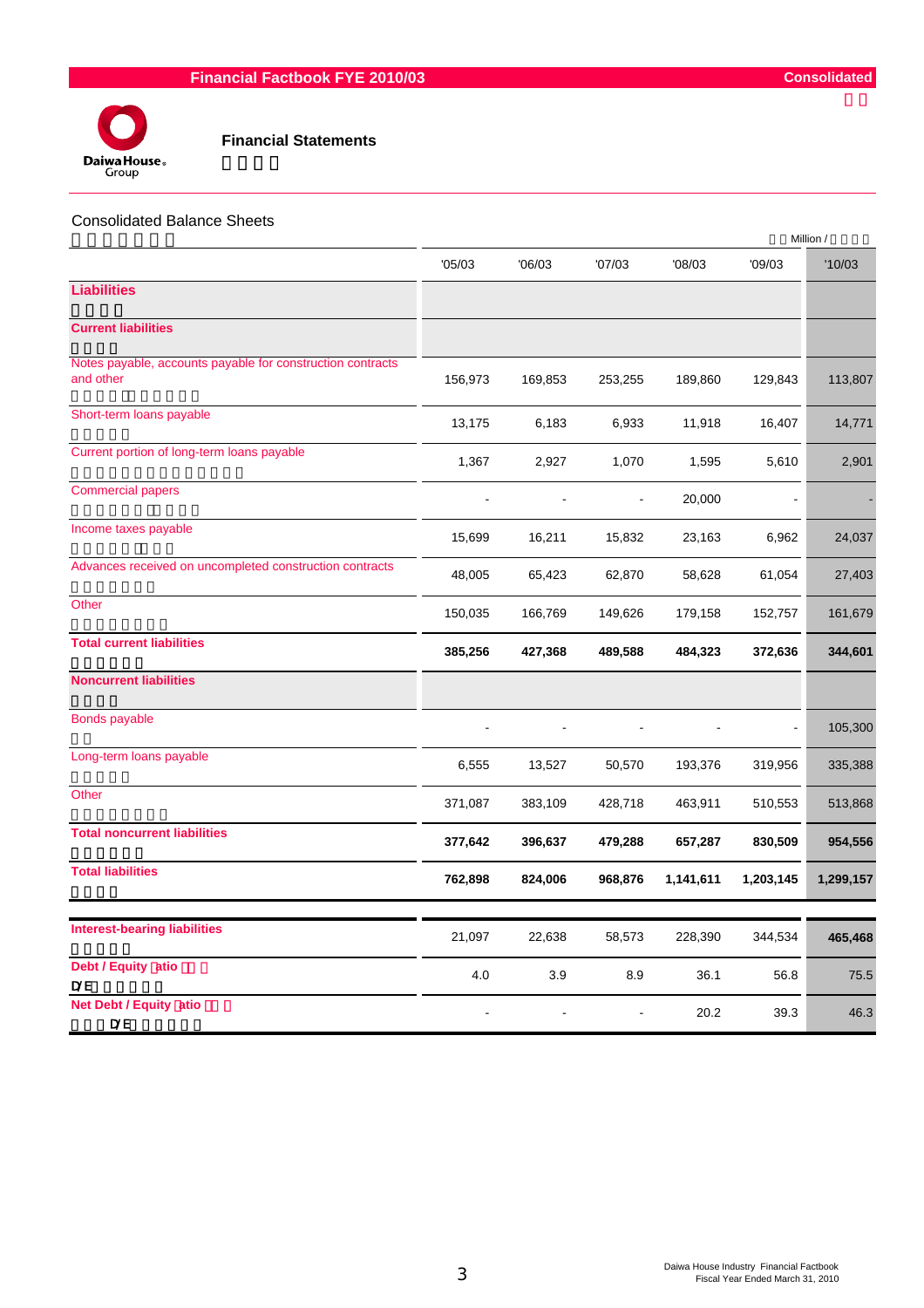Financial Factbook FYE 2010/03 — Consolidated

## Financial Statements

### Consolidated Balance Sheets

Million /

| | '05/03 | '06/03 | '07/03 | '08/03 | '09/03 | '10/03 |
|---|---|---|---|---|---|---|
| **Liabilities** | | | | | | |
| **Current liabilities** | | | | | | |
| Notes payable, accounts payable for construction contracts and other | 156,973 | 169,853 | 253,255 | 189,860 | 129,843 | 113,807 |
| Short-term loans payable | 13,175 | 6,183 | 6,933 | 11,918 | 16,407 | 14,771 |
| Current portion of long-term loans payable | 1,367 | 2,927 | 1,070 | 1,595 | 5,610 | 2,901 |
| Commercial papers | - | - | - | 20,000 | - | - |
| Income taxes payable | 15,699 | 16,211 | 15,832 | 23,163 | 6,962 | 24,037 |
| Advances received on uncompleted construction contracts | 48,005 | 65,423 | 62,870 | 58,628 | 61,054 | 27,403 |
| Other | 150,035 | 166,769 | 149,626 | 179,158 | 152,757 | 161,679 |
| **Total current liabilities** | **385,256** | **427,368** | **489,588** | **484,323** | **372,636** | **344,601** |
| **Noncurrent liabilities** | | | | | | |
| Bonds payable | - | - | - | - | - | 105,300 |
| Long-term loans payable | 6,555 | 13,527 | 50,570 | 193,376 | 319,956 | 335,388 |
| Other | 371,087 | 383,109 | 428,718 | 463,911 | 510,553 | 513,868 |
| **Total noncurrent liabilities** | **377,642** | **396,637** | **479,288** | **657,287** | **830,509** | **954,556** |
| **Total liabilities** | **762,898** | **824,006** | **968,876** | **1,141,611** | **1,203,145** | **1,299,157** |
| **Interest-bearing liabilities** | 21,097 | 22,638 | 58,573 | 228,390 | 344,534 | 465,468 |
| **Debt / Equity Ratio** D/E | 4.0 | 3.9 | 8.9 | 36.1 | 56.8 | 75.5 |
| **Net Debt / Equity Ratio** D/E | - | - | - | 20.2 | 39.3 | 46.3 |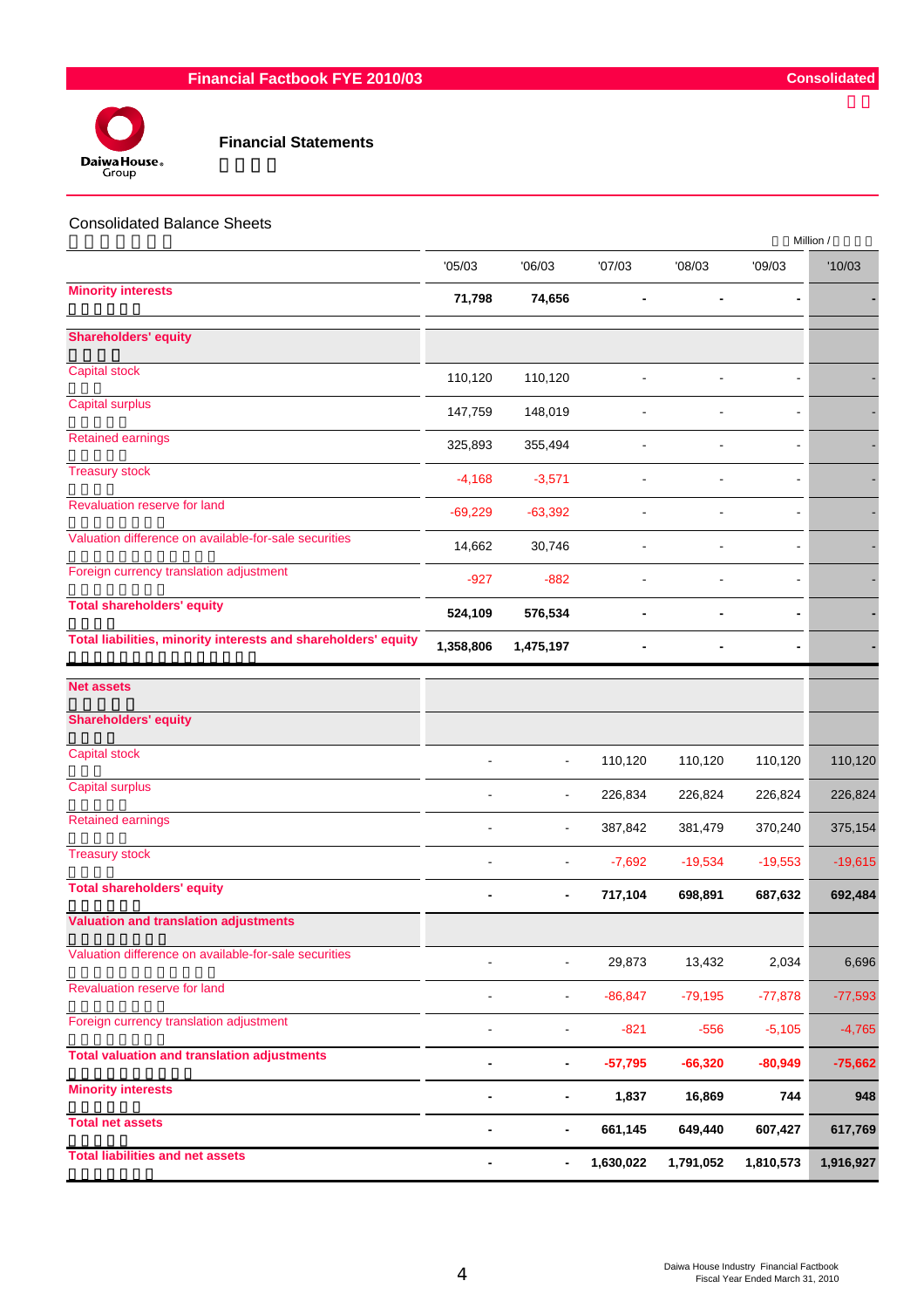## Financial Statements

### Consolidated Balance Sheets

Million /

| | '05/03 | '06/03 | '07/03 | '08/03 | '09/03 | '10/03 |
|---|---|---|---|---|---|---|
| **Minority interests** | **71,798** | **74,656** | **-** | **-** | **-** | **-** |
| **Shareholders' equity** | | | | | | |
| Capital stock | 110,120 | 110,120 | - | - | - | - |
| Capital surplus | 147,759 | 148,019 | - | - | - | - |
| Retained earnings | 325,893 | 355,494 | - | - | - | - |
| Treasury stock | -4,168 | -3,571 | - | - | - | - |
| Revaluation reserve for land | -69,229 | -63,392 | - | - | - | - |
| Valuation difference on available-for-sale securities | 14,662 | 30,746 | - | - | - | - |
| Foreign currency translation adjustment | -927 | -882 | - | - | - | - |
| **Total shareholders' equity** | **524,109** | **576,534** | **-** | **-** | **-** | **-** |
| **Total liabilities, minority interests and shareholders' equity** | **1,358,806** | **1,475,197** | **-** | **-** | **-** | **-** |
| **Net assets** | | | | | | |
| **Shareholders' equity** | | | | | | |
| Capital stock | - | - | 110,120 | 110,120 | 110,120 | 110,120 |
| Capital surplus | - | - | 226,834 | 226,824 | 226,824 | 226,824 |
| Retained earnings | - | - | 387,842 | 381,479 | 370,240 | 375,154 |
| Treasury stock | - | - | -7,692 | -19,534 | -19,553 | -19,615 |
| **Total shareholders' equity** | **-** | **-** | **717,104** | **698,891** | **687,632** | **692,484** |
| **Valuation and translation adjustments** | | | | | | |
| Valuation difference on available-for-sale securities | - | - | 29,873 | 13,432 | 2,034 | 6,696 |
| Revaluation reserve for land | - | - | -86,847 | -79,195 | -77,878 | -77,593 |
| Foreign currency translation adjustment | - | - | -821 | -556 | -5,105 | -4,765 |
| **Total valuation and translation adjustments** | **-** | **-** | **-57,795** | **-66,320** | **-80,949** | **-75,662** |
| **Minority interests** | **-** | **-** | **1,837** | **16,869** | **744** | **948** |
| **Total net assets** | **-** | **-** | **661,145** | **649,440** | **607,427** | **617,769** |
| **Total liabilities and net assets** | **-** | **-** | **1,630,022** | **1,791,052** | **1,810,573** | **1,916,927** |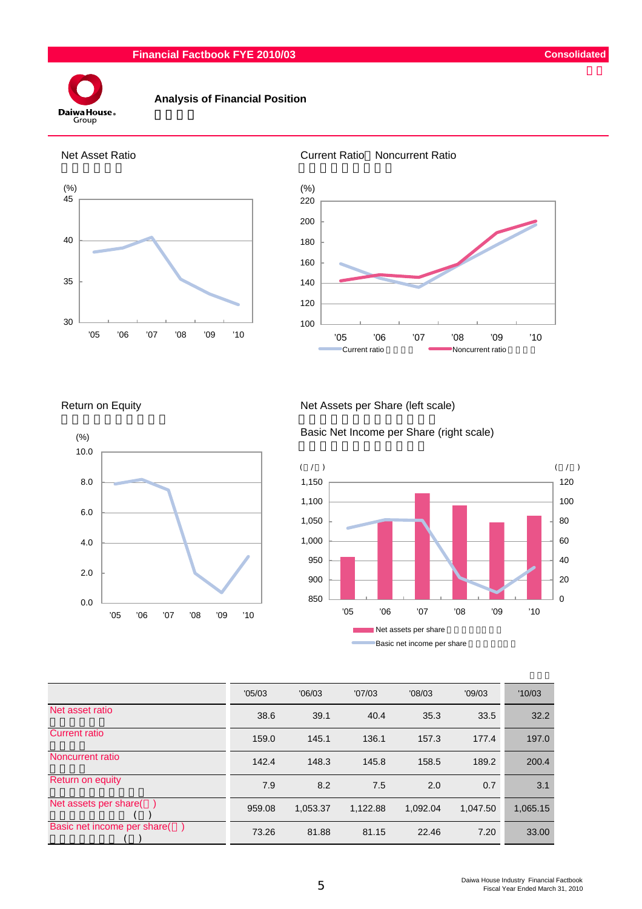# Analysis of Financial Position

## Net Asset Ratio

(%)

## Current Ratio・Noncurrent Ratio

(%)

Current ratio / Noncurrent ratio

## Return on Equity

(%)

## Net Assets per Share (left scale) / Basic Net Income per Share (right scale)

Net assets per share / Basic net income per share

| | '05/03 | '06/03 | '07/03 | '08/03 | '09/03 | '10/03 |
|---|---|---|---|---|---|---|
| Net asset ratio | 38.6 | 39.1 | 40.4 | 35.3 | 33.5 | 32.2 |
| Current ratio | 159.0 | 145.1 | 136.1 | 157.3 | 177.4 | 197.0 |
| Noncurrent ratio | 142.4 | 148.3 | 145.8 | 158.5 | 189.2 | 200.4 |
| Return on equity | 7.9 | 8.2 | 7.5 | 2.0 | 0.7 | 3.1 |
| Net assets per share | 959.08 | 1,053.37 | 1,122.88 | 1,092.04 | 1,047.50 | 1,065.15 |
| Basic net income per share | 73.26 | 81.88 | 81.15 | 22.46 | 7.20 | 33.00 |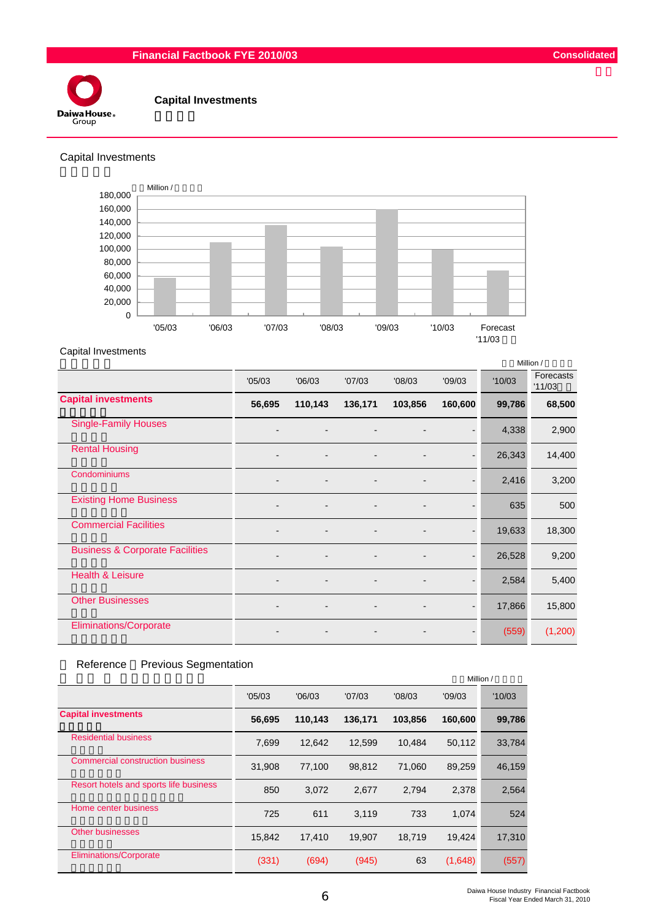# Capital Investments

## Capital Investments

Million /

| | '05/03 | '06/03 | '07/03 | '08/03 | '09/03 | '10/03 | Forecast '11/03 |
|---|---|---|---|---|---|---|---|
| Capital Investments | 56,695 | 110,143 | 136,171 | 103,856 | 160,600 | 99,786 | 68,500 |

## Capital Investments

Million /

| | '05/03 | '06/03 | '07/03 | '08/03 | '09/03 | '10/03 | Forecasts '11/03 |
|---|---|---|---|---|---|---|---|
| **Capital investments** | **56,695** | **110,143** | **136,171** | **103,856** | **160,600** | **99,786** | **68,500** |
| Single-Family Houses | - | - | - | - | - | 4,338 | 2,900 |
| Rental Housing | - | - | - | - | - | 26,343 | 14,400 |
| Condominiums | - | - | - | - | - | 2,416 | 3,200 |
| Existing Home Business | - | - | - | - | - | 635 | 500 |
| Commercial Facilities | - | - | - | - | - | 19,633 | 18,300 |
| Business & Corporate Facilities | - | - | - | - | - | 26,528 | 9,200 |
| Health & Leisure | - | - | - | - | - | 2,584 | 5,400 |
| Other Businesses | - | - | - | - | - | 17,866 | 15,800 |
| Eliminations/Corporate | - | - | - | - | - | (559) | (1,200) |

## Reference　Previous Segmentation

Million /

| | '05/03 | '06/03 | '07/03 | '08/03 | '09/03 | '10/03 |
|---|---|---|---|---|---|---|
| **Capital investments** | **56,695** | **110,143** | **136,171** | **103,856** | **160,600** | **99,786** |
| Residential business | 7,699 | 12,642 | 12,599 | 10,484 | 50,112 | 33,784 |
| Commercial construction business | 31,908 | 77,100 | 98,812 | 71,060 | 89,259 | 46,159 |
| Resort hotels and sports life business | 850 | 3,072 | 2,677 | 2,794 | 2,378 | 2,564 |
| Home center business | 725 | 611 | 3,119 | 733 | 1,074 | 524 |
| Other businesses | 15,842 | 17,410 | 19,907 | 18,719 | 19,424 | 17,310 |
| Eliminations/Corporate | (331) | (694) | (945) | 63 | (1,648) | (557) |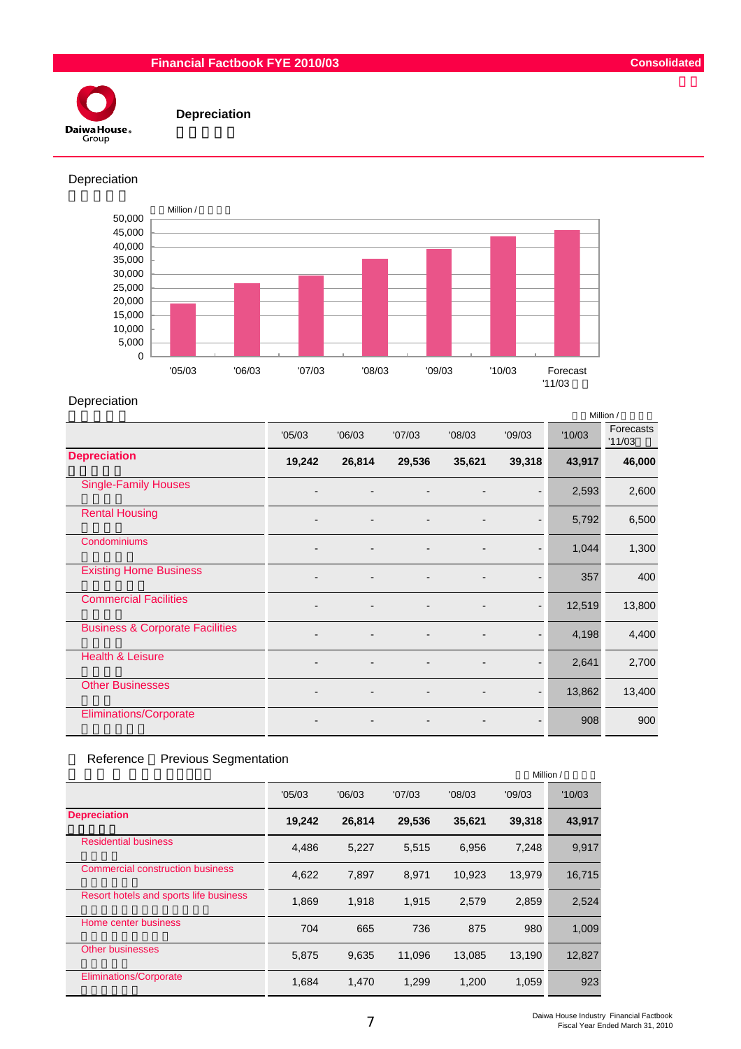# Depreciation

## Depreciation

Million /

| | '05/03 | '06/03 | '07/03 | '08/03 | '09/03 | '10/03 | Forecast '11/03 |
|---|---|---|---|---|---|---|---|
| Value | 19,242 | 26,814 | 29,536 | 35,621 | 39,318 | 43,917 | 46,000 |

## Depreciation

Million /

| | '05/03 | '06/03 | '07/03 | '08/03 | '09/03 | '10/03 | Forecasts '11/03 |
|---|---|---|---|---|---|---|---|
| **Depreciation** | **19,242** | **26,814** | **29,536** | **35,621** | **39,318** | **43,917** | **46,000** |
| Single-Family Houses | - | - | - | - | - | 2,593 | 2,600 |
| Rental Housing | - | - | - | - | - | 5,792 | 6,500 |
| Condominiums | - | - | - | - | - | 1,044 | 1,300 |
| Existing Home Business | - | - | - | - | - | 357 | 400 |
| Commercial Facilities | - | - | - | - | - | 12,519 | 13,800 |
| Business & Corporate Facilities | - | - | - | - | - | 4,198 | 4,400 |
| Health & Leisure | - | - | - | - | - | 2,641 | 2,700 |
| Other Businesses | - | - | - | - | - | 13,862 | 13,400 |
| Eliminations/Corporate | - | - | - | - | - | 908 | 900 |

## Reference Previous Segmentation

Million /

| | '05/03 | '06/03 | '07/03 | '08/03 | '09/03 | '10/03 |
|---|---|---|---|---|---|---|
| **Depreciation** | **19,242** | **26,814** | **29,536** | **35,621** | **39,318** | **43,917** |
| Residential business | 4,486 | 5,227 | 5,515 | 6,956 | 7,248 | 9,917 |
| Commercial construction business | 4,622 | 7,897 | 8,971 | 10,923 | 13,979 | 16,715 |
| Resort hotels and sports life business | 1,869 | 1,918 | 1,915 | 2,579 | 2,859 | 2,524 |
| Home center business | 704 | 665 | 736 | 875 | 980 | 1,009 |
| Other businesses | 5,875 | 9,635 | 11,096 | 13,085 | 13,190 | 12,827 |
| Eliminations/Corporate | 1,684 | 1,470 | 1,299 | 1,200 | 1,059 | 923 |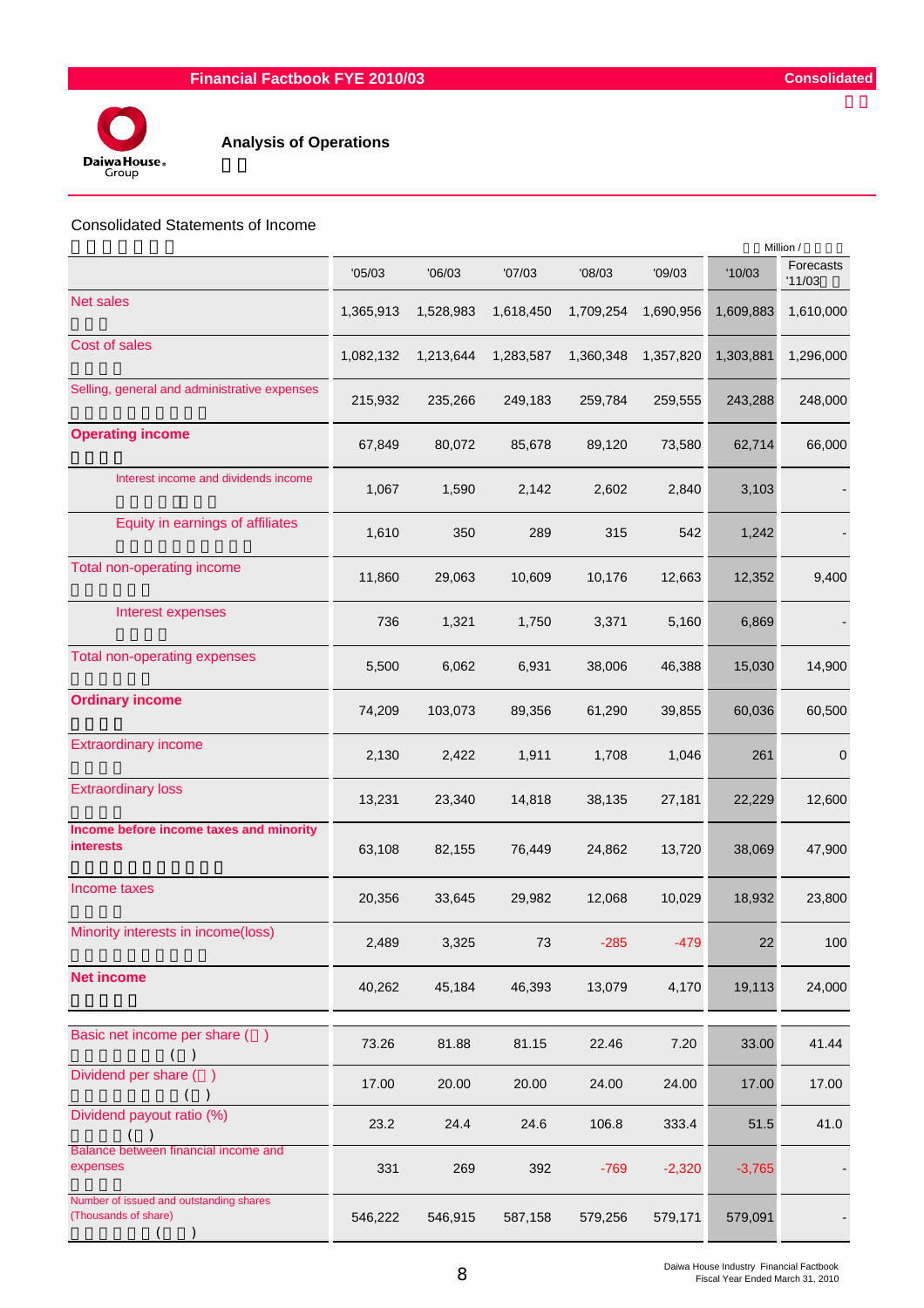Financial Factbook FYE 2010/03 — Consolidated

## Analysis of Operations

### Consolidated Statements of Income

Million /

| | '05/03 | '06/03 | '07/03 | '08/03 | '09/03 | '10/03 | Forecasts '11/03 |
|---|---|---|---|---|---|---|---|
| Net sales | 1,365,913 | 1,528,983 | 1,618,450 | 1,709,254 | 1,690,956 | 1,609,883 | 1,610,000 |
| Cost of sales | 1,082,132 | 1,213,644 | 1,283,587 | 1,360,348 | 1,357,820 | 1,303,881 | 1,296,000 |
| Selling, general and administrative expenses | 215,932 | 235,266 | 249,183 | 259,784 | 259,555 | 243,288 | 248,000 |
| **Operating income** | 67,849 | 80,072 | 85,678 | 89,120 | 73,580 | 62,714 | 66,000 |
| Interest income and dividends income | 1,067 | 1,590 | 2,142 | 2,602 | 2,840 | 3,103 | - |
| Equity in earnings of affiliates | 1,610 | 350 | 289 | 315 | 542 | 1,242 | - |
| Total non-operating income | 11,860 | 29,063 | 10,609 | 10,176 | 12,663 | 12,352 | 9,400 |
| Interest expenses | 736 | 1,321 | 1,750 | 3,371 | 5,160 | 6,869 | - |
| Total non-operating expenses | 5,500 | 6,062 | 6,931 | 38,006 | 46,388 | 15,030 | 14,900 |
| **Ordinary income** | 74,209 | 103,073 | 89,356 | 61,290 | 39,855 | 60,036 | 60,500 |
| Extraordinary income | 2,130 | 2,422 | 1,911 | 1,708 | 1,046 | 261 | 0 |
| Extraordinary loss | 13,231 | 23,340 | 14,818 | 38,135 | 27,181 | 22,229 | 12,600 |
| **Income before income taxes and minority interests** | 63,108 | 82,155 | 76,449 | 24,862 | 13,720 | 38,069 | 47,900 |
| Income taxes | 20,356 | 33,645 | 29,982 | 12,068 | 10,029 | 18,932 | 23,800 |
| Minority interests in income(loss) | 2,489 | 3,325 | 73 | -285 | -479 | 22 | 100 |
| **Net income** | 40,262 | 45,184 | 46,393 | 13,079 | 4,170 | 19,113 | 24,000 |
| Basic net income per share ( ) | 73.26 | 81.88 | 81.15 | 22.46 | 7.20 | 33.00 | 41.44 |
| Dividend per share ( ) | 17.00 | 20.00 | 20.00 | 24.00 | 24.00 | 17.00 | 17.00 |
| Dividend payout ratio (%) | 23.2 | 24.4 | 24.6 | 106.8 | 333.4 | 51.5 | 41.0 |
| Balance between financial income and expenses | 331 | 269 | 392 | -769 | -2,320 | -3,765 | - |
| Number of issued and outstanding shares (Thousands of share) | 546,222 | 546,915 | 587,158 | 579,256 | 579,171 | 579,091 | - |

Daiwa House Industry Financial Factbook
Fiscal Year Ended March 31, 2010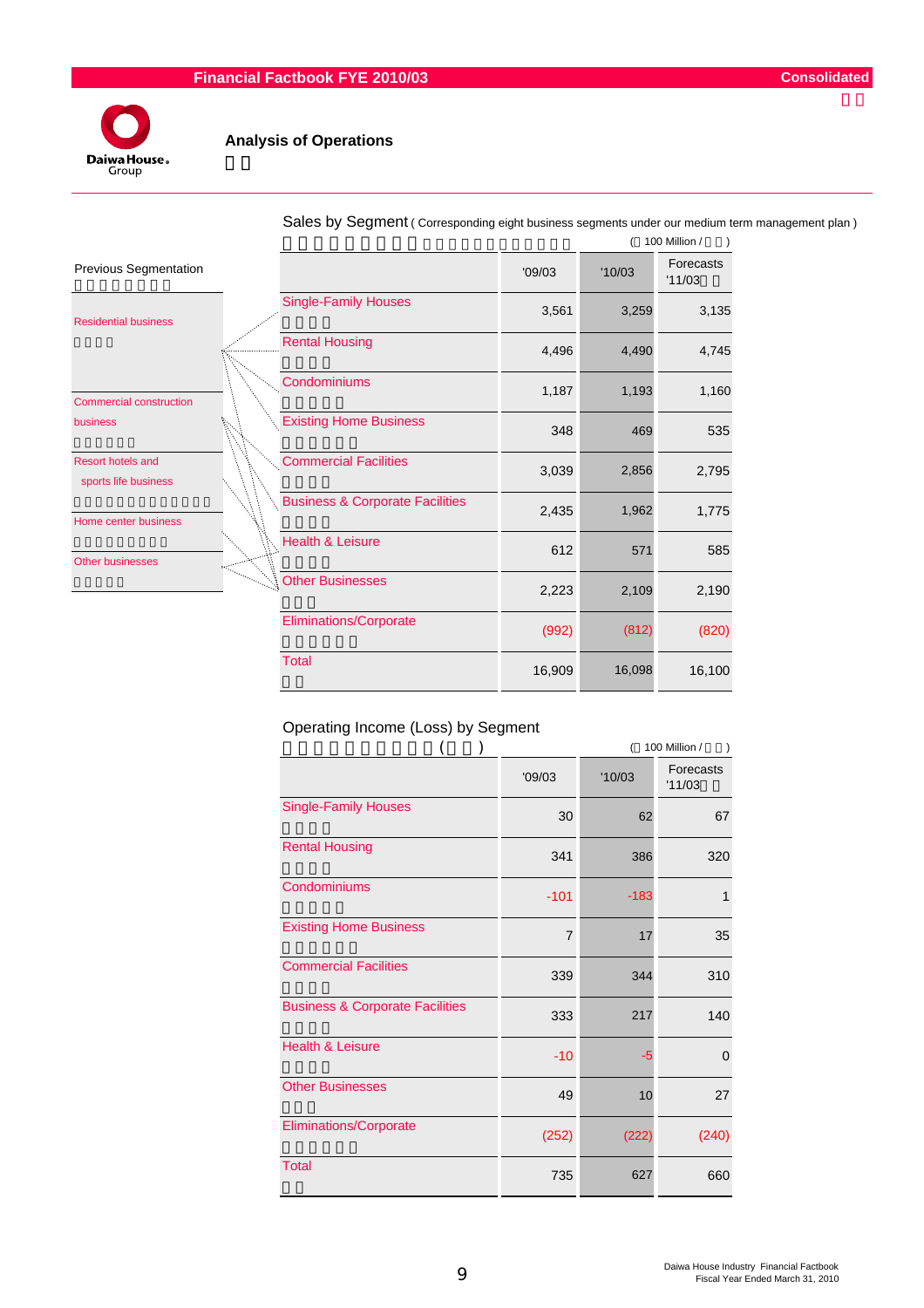# Analysis of Operations

## Sales by Segment ( Corresponding eight business segments under our medium term management plan )

(100 Million / )

| | '09/03 | '10/03 | Forecasts '11/03 |
|---|---|---|---|
| Single-Family Houses | 3,561 | 3,259 | 3,135 |
| Rental Housing | 4,496 | 4,490 | 4,745 |
| Condominiums | 1,187 | 1,193 | 1,160 |
| Existing Home Business | 348 | 469 | 535 |
| Commercial Facilities | 3,039 | 2,856 | 2,795 |
| Business & Corporate Facilities | 2,435 | 1,962 | 1,775 |
| Health & Leisure | 612 | 571 | 585 |
| Other Businesses | 2,223 | 2,109 | 2,190 |
| Eliminations/Corporate | (992) | (812) | (820) |
| Total | 16,909 | 16,098 | 16,100 |

Previous Segmentation:

- Residential business
- Commercial construction business
- Resort hotels and sports life business
- Home center business
- Other businesses

## Operating Income (Loss) by Segment

(100 Million / )

| | '09/03 | '10/03 | Forecasts '11/03 |
|---|---|---|---|
| Single-Family Houses | 30 | 62 | 67 |
| Rental Housing | 341 | 386 | 320 |
| Condominiums | -101 | -183 | 1 |
| Existing Home Business | 7 | 17 | 35 |
| Commercial Facilities | 339 | 344 | 310 |
| Business & Corporate Facilities | 333 | 217 | 140 |
| Health & Leisure | -10 | -5 | 0 |
| Other Businesses | 49 | 10 | 27 |
| Eliminations/Corporate | (252) | (222) | (240) |
| Total | 735 | 627 | 660 |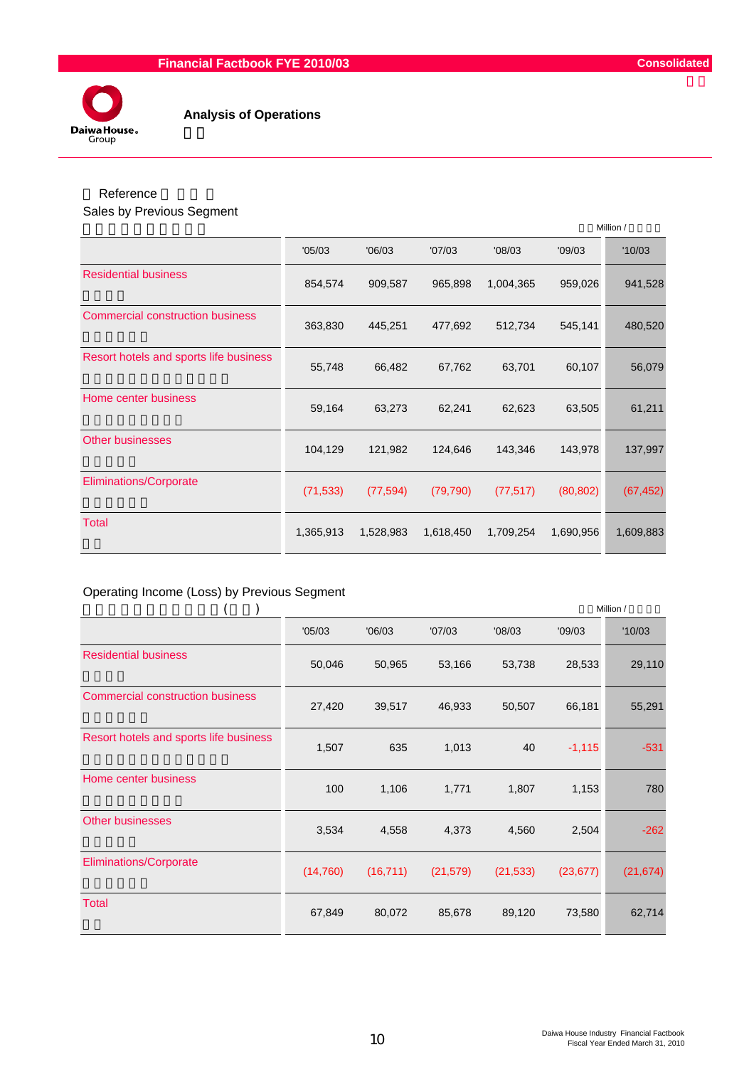## Analysis of Operations

Reference

Sales by Previous Segment

Million /

| | '05/03 | '06/03 | '07/03 | '08/03 | '09/03 | '10/03 |
|---|---|---|---|---|---|---|
| Residential business | 854,574 | 909,587 | 965,898 | 1,004,365 | 959,026 | 941,528 |
| Commercial construction business | 363,830 | 445,251 | 477,692 | 512,734 | 545,141 | 480,520 |
| Resort hotels and sports life business | 55,748 | 66,482 | 67,762 | 63,701 | 60,107 | 56,079 |
| Home center business | 59,164 | 63,273 | 62,241 | 62,623 | 63,505 | 61,211 |
| Other businesses | 104,129 | 121,982 | 124,646 | 143,346 | 143,978 | 137,997 |
| Eliminations/Corporate | (71,533) | (77,594) | (79,790) | (77,517) | (80,802) | (67,452) |
| Total | 1,365,913 | 1,528,983 | 1,618,450 | 1,709,254 | 1,690,956 | 1,609,883 |

Operating Income (Loss) by Previous Segment

Million /

| | '05/03 | '06/03 | '07/03 | '08/03 | '09/03 | '10/03 |
|---|---|---|---|---|---|---|
| Residential business | 50,046 | 50,965 | 53,166 | 53,738 | 28,533 | 29,110 |
| Commercial construction business | 27,420 | 39,517 | 46,933 | 50,507 | 66,181 | 55,291 |
| Resort hotels and sports life business | 1,507 | 635 | 1,013 | 40 | -1,115 | -531 |
| Home center business | 100 | 1,106 | 1,771 | 1,807 | 1,153 | 780 |
| Other businesses | 3,534 | 4,558 | 4,373 | 4,560 | 2,504 | -262 |
| Eliminations/Corporate | (14,760) | (16,711) | (21,579) | (21,533) | (23,677) | (21,674) |
| Total | 67,849 | 80,072 | 85,678 | 89,120 | 73,580 | 62,714 |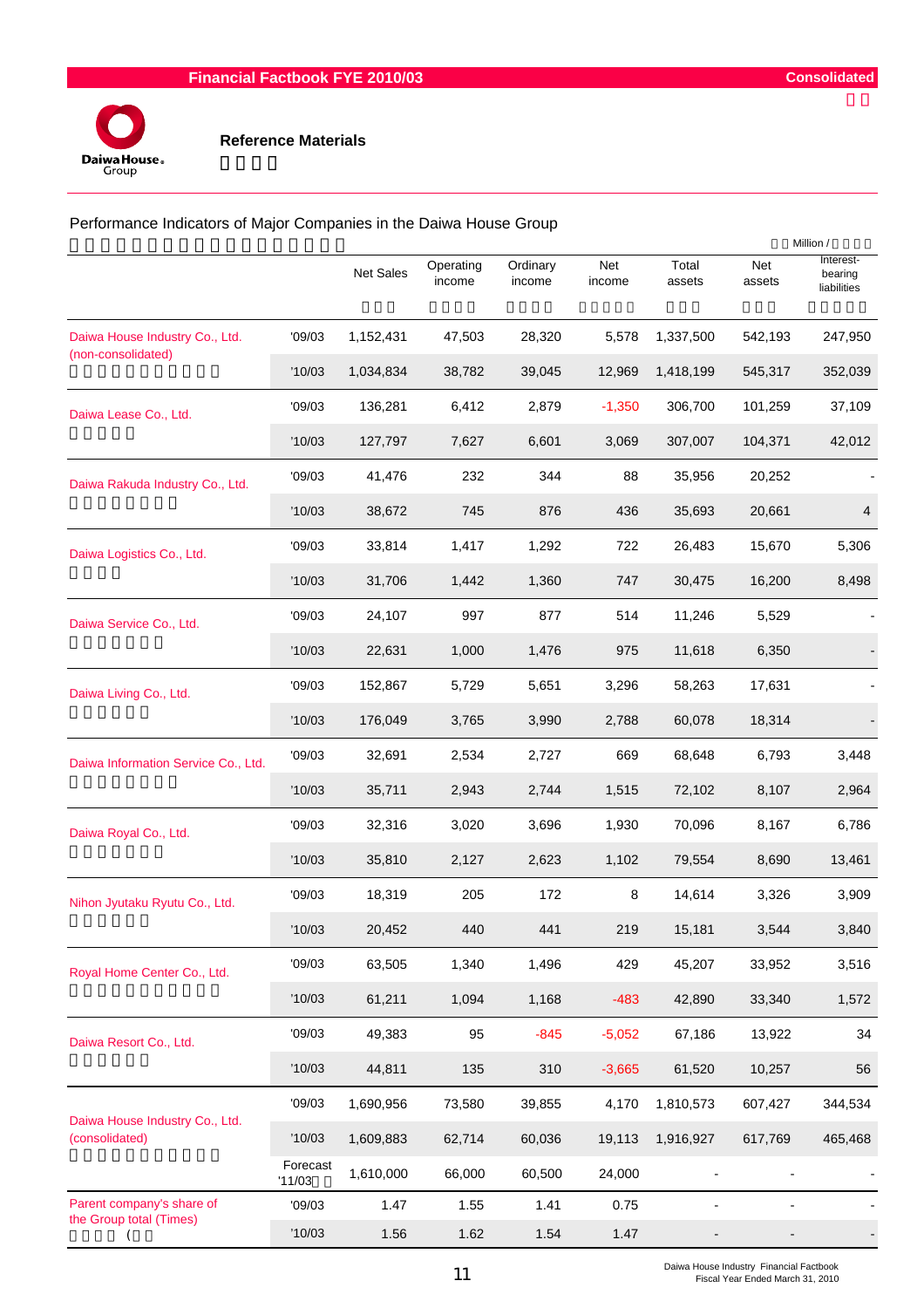## Reference Materials

### Performance Indicators of Major Companies in the Daiwa House Group

Million /

| | | Net Sales | Operating income | Ordinary income | Net income | Total assets | Net assets | Interest-bearing liabilities |
|---|---|---|---|---|---|---|---|---|
| Daiwa House Industry Co., Ltd. (non-consolidated) | '09/03 | 1,152,431 | 47,503 | 28,320 | 5,578 | 1,337,500 | 542,193 | 247,950 |
| | '10/03 | 1,034,834 | 38,782 | 39,045 | 12,969 | 1,418,199 | 545,317 | 352,039 |
| Daiwa Lease Co., Ltd. | '09/03 | 136,281 | 6,412 | 2,879 | -1,350 | 306,700 | 101,259 | 37,109 |
| | '10/03 | 127,797 | 7,627 | 6,601 | 3,069 | 307,007 | 104,371 | 42,012 |
| Daiwa Rakuda Industry Co., Ltd. | '09/03 | 41,476 | 232 | 344 | 88 | 35,956 | 20,252 | - |
| | '10/03 | 38,672 | 745 | 876 | 436 | 35,693 | 20,661 | 4 |
| Daiwa Logistics Co., Ltd. | '09/03 | 33,814 | 1,417 | 1,292 | 722 | 26,483 | 15,670 | 5,306 |
| | '10/03 | 31,706 | 1,442 | 1,360 | 747 | 30,475 | 16,200 | 8,498 |
| Daiwa Service Co., Ltd. | '09/03 | 24,107 | 997 | 877 | 514 | 11,246 | 5,529 | - |
| | '10/03 | 22,631 | 1,000 | 1,476 | 975 | 11,618 | 6,350 | - |
| Daiwa Living Co., Ltd. | '09/03 | 152,867 | 5,729 | 5,651 | 3,296 | 58,263 | 17,631 | - |
| | '10/03 | 176,049 | 3,765 | 3,990 | 2,788 | 60,078 | 18,314 | - |
| Daiwa Information Service Co., Ltd. | '09/03 | 32,691 | 2,534 | 2,727 | 669 | 68,648 | 6,793 | 3,448 |
| | '10/03 | 35,711 | 2,943 | 2,744 | 1,515 | 72,102 | 8,107 | 2,964 |
| Daiwa Royal Co., Ltd. | '09/03 | 32,316 | 3,020 | 3,696 | 1,930 | 70,096 | 8,167 | 6,786 |
| | '10/03 | 35,810 | 2,127 | 2,623 | 1,102 | 79,554 | 8,690 | 13,461 |
| Nihon Jyutaku Ryutu Co., Ltd. | '09/03 | 18,319 | 205 | 172 | 8 | 14,614 | 3,326 | 3,909 |
| | '10/03 | 20,452 | 440 | 441 | 219 | 15,181 | 3,544 | 3,840 |
| Royal Home Center Co., Ltd. | '09/03 | 63,505 | 1,340 | 1,496 | 429 | 45,207 | 33,952 | 3,516 |
| | '10/03 | 61,211 | 1,094 | 1,168 | -483 | 42,890 | 33,340 | 1,572 |
| Daiwa Resort Co., Ltd. | '09/03 | 49,383 | 95 | -845 | -5,052 | 67,186 | 13,922 | 34 |
| | '10/03 | 44,811 | 135 | 310 | -3,665 | 61,520 | 10,257 | 56 |
| Daiwa House Industry Co., Ltd. (consolidated) | '09/03 | 1,690,956 | 73,580 | 39,855 | 4,170 | 1,810,573 | 607,427 | 344,534 |
| | '10/03 | 1,609,883 | 62,714 | 60,036 | 19,113 | 1,916,927 | 617,769 | 465,468 |
| | Forecast '11/03 | 1,610,000 | 66,000 | 60,500 | 24,000 | - | - | - |
| Parent company's share of the Group total (Times) | '09/03 | 1.47 | 1.55 | 1.41 | 0.75 | - | - | - |
| | '10/03 | 1.56 | 1.62 | 1.54 | 1.47 | - | - | - |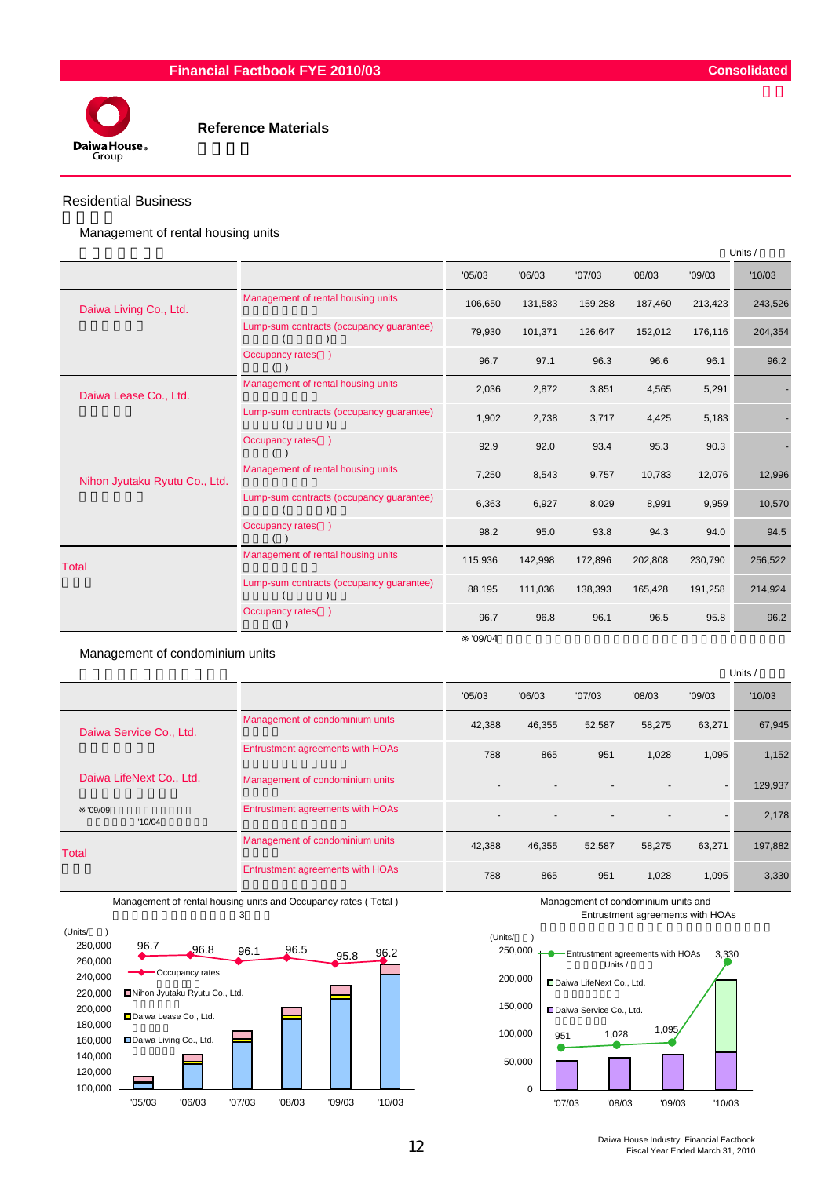# Reference Materials

## Residential Business

### Management of rental housing units

Units /

| | | '05/03 | '06/03 | '07/03 | '08/03 | '09/03 | '10/03 |
|---|---|---|---|---|---|---|---|
| Daiwa Living Co., Ltd. | Management of rental housing units | 106,650 | 131,583 | 159,288 | 187,460 | 213,423 | 243,526 |
| | Lump-sum contracts (occupancy guarantee) | 79,930 | 101,371 | 126,647 | 152,012 | 176,116 | 204,354 |
| | Occupancy rates( ) | 96.7 | 97.1 | 96.3 | 96.6 | 96.1 | 96.2 |
| Daiwa Lease Co., Ltd. | Management of rental housing units | 2,036 | 2,872 | 3,851 | 4,565 | 5,291 | - |
| | Lump-sum contracts (occupancy guarantee) | 1,902 | 2,738 | 3,717 | 4,425 | 5,183 | - |
| | Occupancy rates( ) | 92.9 | 92.0 | 93.4 | 95.3 | 90.3 | - |
| Nihon Jyutaku Ryutu Co., Ltd. | Management of rental housing units | 7,250 | 8,543 | 9,757 | 10,783 | 12,076 | 12,996 |
| | Lump-sum contracts (occupancy guarantee) | 6,363 | 6,927 | 8,029 | 8,991 | 9,959 | 10,570 |
| | Occupancy rates( ) | 98.2 | 95.0 | 93.8 | 94.3 | 94.0 | 94.5 |
| Total | Management of rental housing units | 115,936 | 142,998 | 172,896 | 202,808 | 230,790 | 256,522 |
| | Lump-sum contracts (occupancy guarantee) | 88,195 | 111,036 | 138,393 | 165,428 | 191,258 | 214,924 |
| | Occupancy rates( ) | 96.7 | 96.8 | 96.1 | 96.5 | 95.8 | 96.2 |

※ '09/04

### Management of condominium units

Units /

| | | '05/03 | '06/03 | '07/03 | '08/03 | '09/03 | '10/03 |
|---|---|---|---|---|---|---|---|
| Daiwa Service Co., Ltd. | Management of condominium units | 42,388 | 46,355 | 52,587 | 58,275 | 63,271 | 67,945 |
| | Entrustment agreements with HOAs | 788 | 865 | 951 | 1,028 | 1,095 | 1,152 |
| Daiwa LifeNext Co., Ltd. ※ '09/09 '10/04 | Management of condominium units | - | - | - | - | - | 129,937 |
| | Entrustment agreements with HOAs | - | - | - | - | - | 2,178 |
| Total | Management of condominium units | 42,388 | 46,355 | 52,587 | 58,275 | 63,271 | 197,882 |
| | Entrustment agreements with HOAs | 788 | 865 | 951 | 1,028 | 1,095 | 3,330 |

Management of rental housing units and Occupancy rates ( Total ) 3

Management of condominium units and Entrustment agreements with HOAs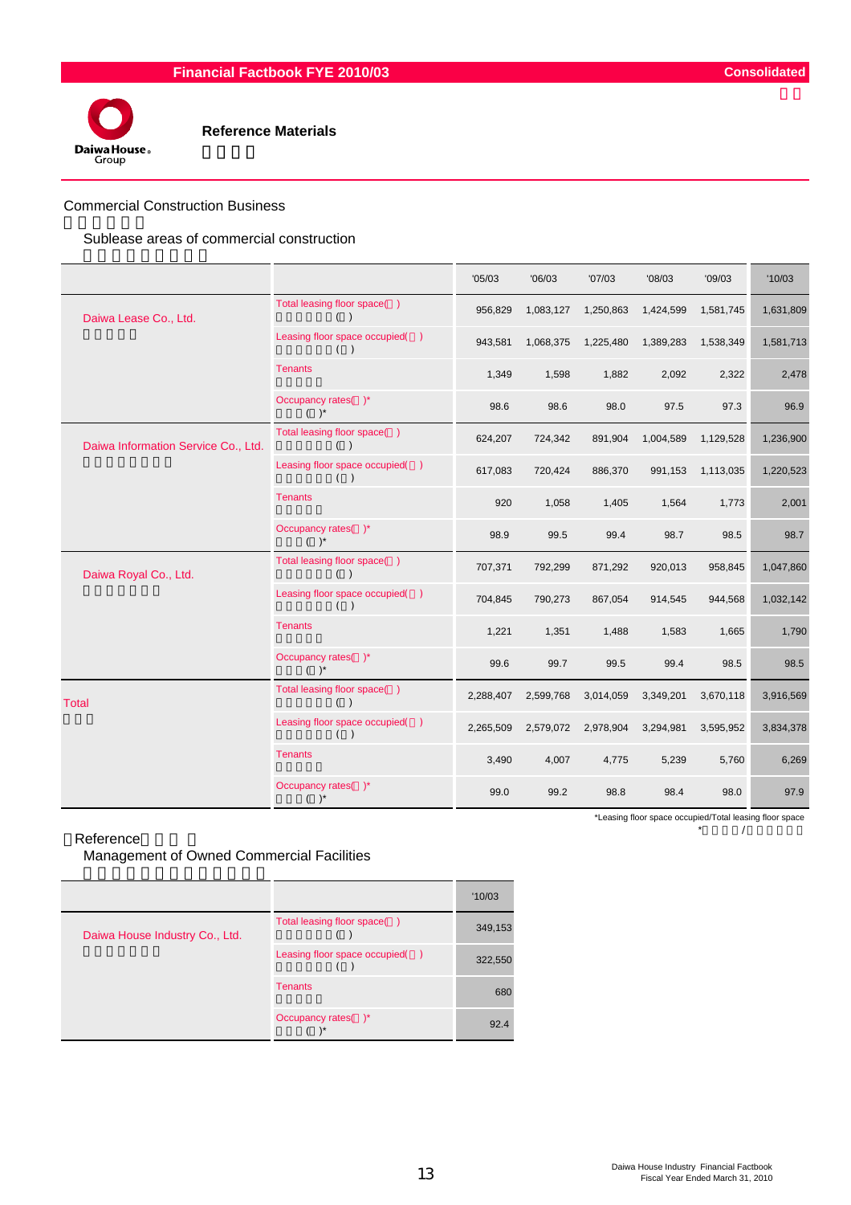Financial Factbook FYE 2010/03 Consolidated

# Reference Materials

## Commercial Construction Business

### Sublease areas of commercial construction

| | | '05/03 | '06/03 | '07/03 | '08/03 | '09/03 | '10/03 |
|---|---|---|---|---|---|---|---|
| Daiwa Lease Co., Ltd. | Total leasing floor space( ) | 956,829 | 1,083,127 | 1,250,863 | 1,424,599 | 1,581,745 | 1,631,809 |
| | Leasing floor space occupied( ) | 943,581 | 1,068,375 | 1,225,480 | 1,389,283 | 1,538,349 | 1,581,713 |
| | Tenants | 1,349 | 1,598 | 1,882 | 2,092 | 2,322 | 2,478 |
| | Occupancy rates( )* | 98.6 | 98.6 | 98.0 | 97.5 | 97.3 | 96.9 |
| Daiwa Information Service Co., Ltd. | Total leasing floor space( ) | 624,207 | 724,342 | 891,904 | 1,004,589 | 1,129,528 | 1,236,900 |
| | Leasing floor space occupied( ) | 617,083 | 720,424 | 886,370 | 991,153 | 1,113,035 | 1,220,523 |
| | Tenants | 920 | 1,058 | 1,405 | 1,564 | 1,773 | 2,001 |
| | Occupancy rates( )* | 98.9 | 99.5 | 99.4 | 98.7 | 98.5 | 98.7 |
| Daiwa Royal Co., Ltd. | Total leasing floor space( ) | 707,371 | 792,299 | 871,292 | 920,013 | 958,845 | 1,047,860 |
| | Leasing floor space occupied( ) | 704,845 | 790,273 | 867,054 | 914,545 | 944,568 | 1,032,142 |
| | Tenants | 1,221 | 1,351 | 1,488 | 1,583 | 1,665 | 1,790 |
| | Occupancy rates( )* | 99.6 | 99.7 | 99.5 | 99.4 | 98.5 | 98.5 |
| Total | Total leasing floor space( ) | 2,288,407 | 2,599,768 | 3,014,059 | 3,349,201 | 3,670,118 | 3,916,569 |
| | Leasing floor space occupied( ) | 2,265,509 | 2,579,072 | 2,978,904 | 3,294,981 | 3,595,952 | 3,834,378 |
| | Tenants | 3,490 | 4,007 | 4,775 | 5,239 | 5,760 | 6,269 |
| | Occupancy rates( )* | 99.0 | 99.2 | 98.8 | 98.4 | 98.0 | 97.9 |

*Leasing floor space occupied/Total leasing floor space

### Reference

### Management of Owned Commercial Facilities

| | | '10/03 |
|---|---|---|
| Daiwa House Industry Co., Ltd. | Total leasing floor space( ) | 349,153 |
| | Leasing floor space occupied( ) | 322,550 |
| | Tenants | 680 |
| | Occupancy rates( )* | 92.4 |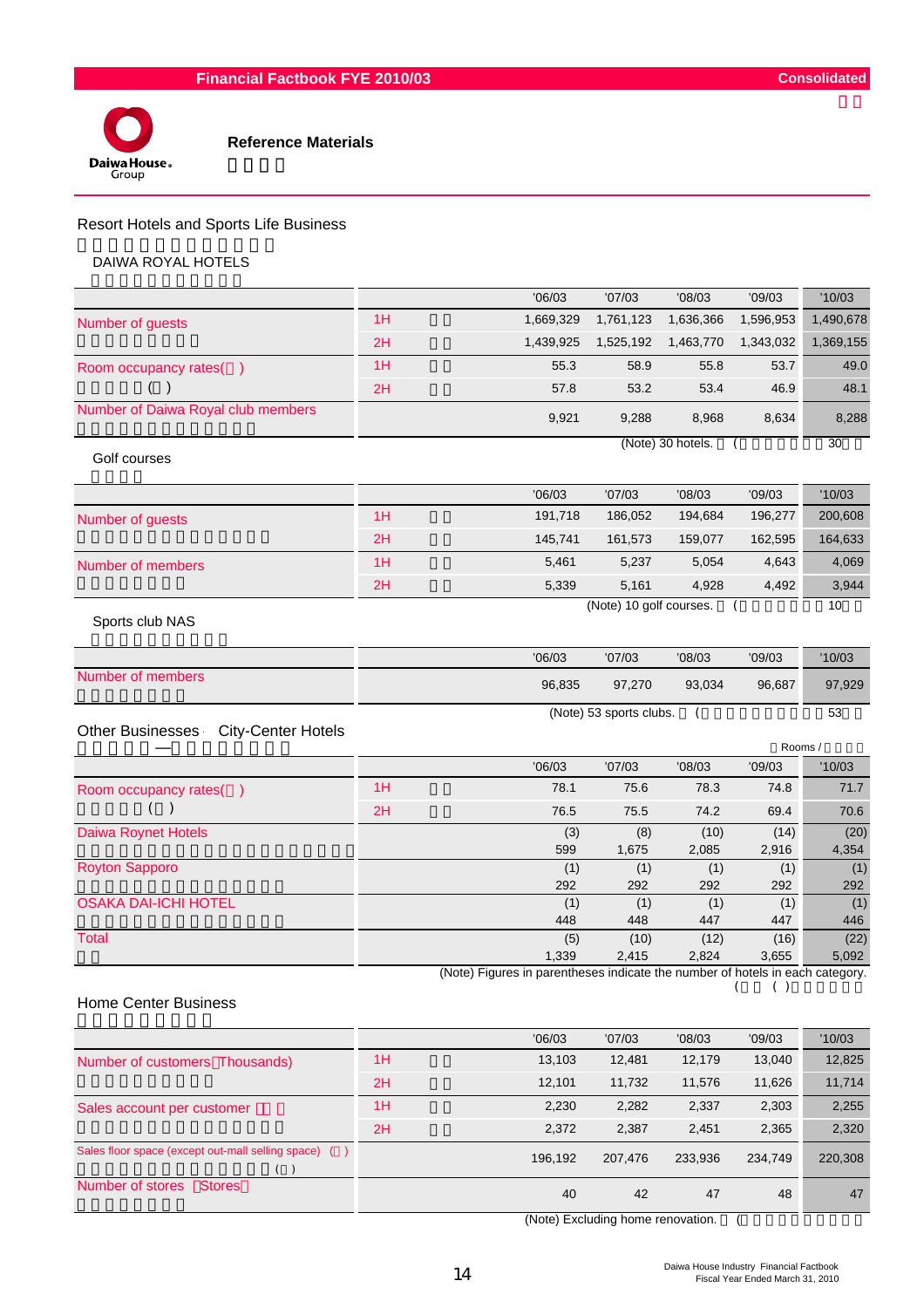# Reference Materials

## Resort Hotels and Sports Life Business

### DAIWA ROYAL HOTELS

| | | '06/03 | '07/03 | '08/03 | '09/03 | '10/03 |
|---|---|---|---|---|---|---|
| Number of guests | 1H | 1,669,329 | 1,761,123 | 1,636,366 | 1,596,953 | 1,490,678 |
| | 2H | 1,439,925 | 1,525,192 | 1,463,770 | 1,343,032 | 1,369,155 |
| Room occupancy rates( ) | 1H | 55.3 | 58.9 | 55.8 | 53.7 | 49.0 |
| | 2H | 57.8 | 53.2 | 53.4 | 46.9 | 48.1 |
| Number of Daiwa Royal club members | | 9,921 | 9,288 | 8,968 | 8,634 | 8,288 |

(Note) 30 hotels.

### Golf courses

| | | '06/03 | '07/03 | '08/03 | '09/03 | '10/03 |
|---|---|---|---|---|---|---|
| Number of guests | 1H | 191,718 | 186,052 | 194,684 | 196,277 | 200,608 |
| | 2H | 145,741 | 161,573 | 159,077 | 162,595 | 164,633 |
| Number of members | 1H | 5,461 | 5,237 | 5,054 | 4,643 | 4,069 |
| | 2H | 5,339 | 5,161 | 4,928 | 4,492 | 3,944 |

(Note) 10 golf courses.

### Sports club NAS

| | '06/03 | '07/03 | '08/03 | '09/03 | '10/03 |
|---|---|---|---|---|---|
| Number of members | 96,835 | 97,270 | 93,034 | 96,687 | 97,929 |

(Note) 53 sports clubs.

## Other Businesses · City-Center Hotels

Rooms /

| | | '06/03 | '07/03 | '08/03 | '09/03 | '10/03 |
|---|---|---|---|---|---|---|
| Room occupancy rates( ) | 1H | 78.1 | 75.6 | 78.3 | 74.8 | 71.7 |
| | 2H | 76.5 | 75.5 | 74.2 | 69.4 | 70.6 |
| Daiwa Roynet Hotels | | (3) 599 | (8) 1,675 | (10) 2,085 | (14) 2,916 | (20) 4,354 |
| Royton Sapporo | | (1) 292 | (1) 292 | (1) 292 | (1) 292 | (1) 292 |
| OSAKA DAI-ICHI HOTEL | | (1) 448 | (1) 448 | (1) 447 | (1) 447 | (1) 446 |
| Total | | (5) 1,339 | (10) 2,415 | (12) 2,824 | (16) 3,655 | (22) 5,092 |

(Note) Figures in parentheses indicate the number of hotels in each category.

## Home Center Business

| | | '06/03 | '07/03 | '08/03 | '09/03 | '10/03 |
|---|---|---|---|---|---|---|
| Number of customers(Thousands) | 1H | 13,103 | 12,481 | 12,179 | 13,040 | 12,825 |
| | 2H | 12,101 | 11,732 | 11,576 | 11,626 | 11,714 |
| Sales account per customer | 1H | 2,230 | 2,282 | 2,337 | 2,303 | 2,255 |
| | 2H | 2,372 | 2,387 | 2,451 | 2,365 | 2,320 |
| Sales floor space (except out-mall selling space) ( ) | | 196,192 | 207,476 | 233,936 | 234,749 | 220,308 |
| Number of stores (Stores) | | 40 | 42 | 47 | 48 | 47 |

(Note) Excluding home renovation.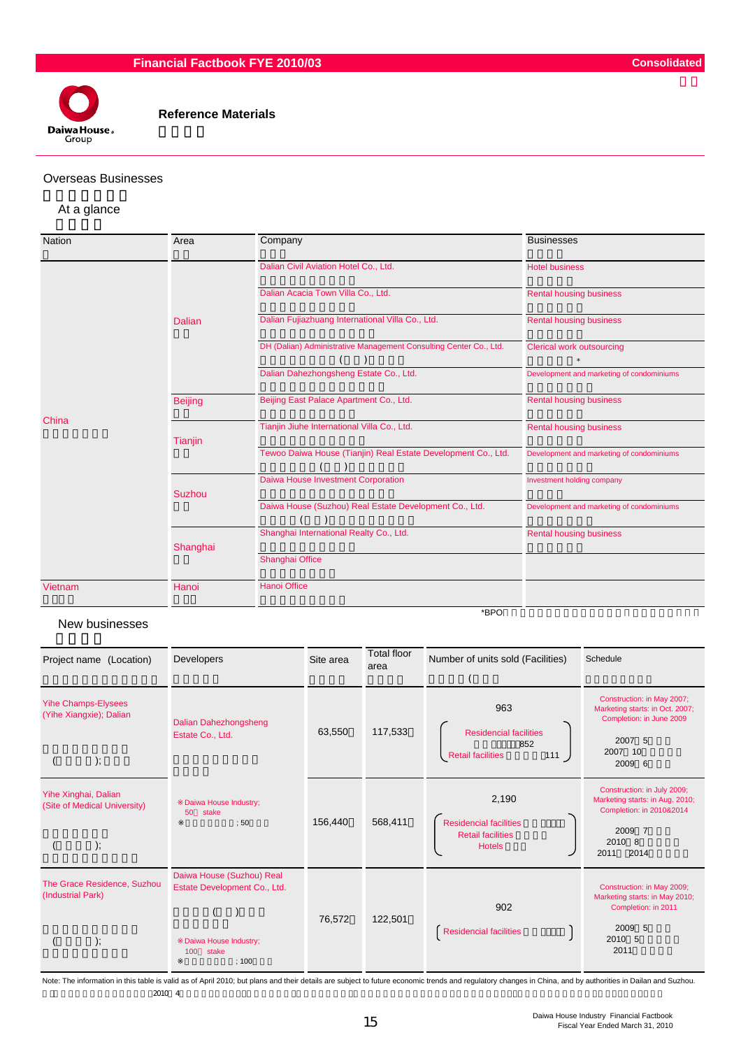**Financial Factbook FYE 2010/03** — **Consolidated**

## Reference Materials

### Overseas Businesses

#### At a glance

| Nation | Area | Company | Businesses |
|---|---|---|---|
| China | Dalian | Dalian Civil Aviation Hotel Co., Ltd. | Hotel business |
| | | Dalian Acacia Town Villa Co., Ltd. | Rental housing business |
| | | Dalian Fujiazhuang International Villa Co., Ltd. | Rental housing business |
| | | DH (Dalian) Administrative Management Consulting Center Co., Ltd. | Clerical work outsourcing * |
| | | Dalian Dahezhongsheng Estate Co., Ltd. | Development and marketing of condominiums |
| | Beijing | Beijing East Palace Apartment Co., Ltd. | Rental housing business |
| | Tianjin | Tianjin Jiuhe International Villa Co., Ltd. | Rental housing business |
| | | Tewoo Daiwa House (Tianjin) Real Estate Development Co., Ltd. | Development and marketing of condominiums |
| | Suzhou | Daiwa House Investment Corporation | Investment holding company |
| | | Daiwa House (Suzhou) Real Estate Development Co., Ltd. | Development and marketing of condominiums |
| | Shanghai | Shanghai International Realty Co., Ltd. | Rental housing business |
| | | Shanghai Office | |
| Vietnam | Hanoi | Hanoi Office | |

*BPO

#### New businesses

| Project name (Location) | Developers | Site area | Total floor area | Number of units sold (Facilities) | Schedule |
|---|---|---|---|---|---|
| Yihe Champs-Elysees (Yihe Xiangxie); Dalian | Dalian Dahezhongsheng Estate Co., Ltd. | 63,550 | 117,533 | 963 (Residencial facilities 852; Retail facilities 111) | Construction: in May 2007; Marketing starts: in Oct. 2007; Completion: in June 2009 |
| Yihe Xinghai, Dalian (Site of Medical University) | ※Daiwa House Industry; 50 stake | 156,440 | 568,411 | 2,190 (Residencial facilities; Retail facilities; Hotels) | Construction: in July 2009; Marketing starts: in Aug. 2010; Completion: in 2010&2014 |
| The Grace Residence, Suzhou (Industrial Park) | Daiwa House (Suzhou) Real Estate Development Co., Ltd. ※Daiwa House Industry; 100 stake | 76,572 | 122,501 | 902 (Residencial facilities) | Construction: in May 2009; Marketing starts: in May 2010; Completion: in 2011 |

Note: The information in this table is valid as of April 2010; but plans and their details are subject to future economic trends and regulatory changes in China, and by authorities in Dailan and Suzhou.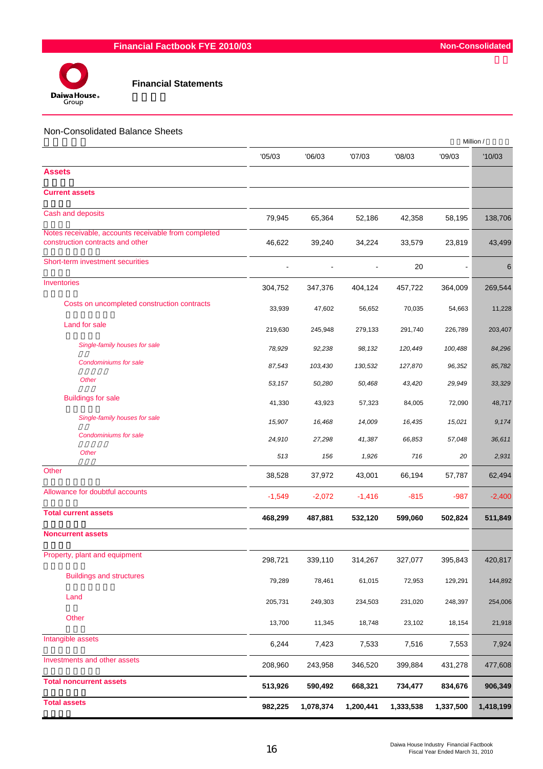# Financial Factbook FYE 2010/03

Non-Consolidated

## Financial Statements

### Non-Consolidated Balance Sheets

Million /

| | '05/03 | '06/03 | '07/03 | '08/03 | '09/03 | '10/03 |
|---|---|---|---|---|---|---|
| **Assets** | | | | | | |
| **Current assets** | | | | | | |
| Cash and deposits | 79,945 | 65,364 | 52,186 | 42,358 | 58,195 | 138,706 |
| Notes receivable, accounts receivable from completed construction contracts and other | 46,622 | 39,240 | 34,224 | 33,579 | 23,819 | 43,499 |
| Short-term investment securities | - | - | - | 20 | - | 6 |
| Inventories | 304,752 | 347,376 | 404,124 | 457,722 | 364,009 | 269,544 |
| Costs on uncompleted construction contracts | 33,939 | 47,602 | 56,652 | 70,035 | 54,663 | 11,228 |
| Land for sale | 219,630 | 245,948 | 279,133 | 291,740 | 226,789 | 203,407 |
| *Single-family houses for sale* | *78,929* | *92,238* | *98,132* | *120,449* | *100,488* | *84,296* |
| *Condominiums for sale* | *87,543* | *103,430* | *130,532* | *127,870* | *96,352* | *85,782* |
| *Other* | *53,157* | *50,280* | *50,468* | *43,420* | *29,949* | *33,329* |
| Buildings for sale | 41,330 | 43,923 | 57,323 | 84,005 | 72,090 | 48,717 |
| *Single-family houses for sale* | *15,907* | *16,468* | *14,009* | *16,435* | *15,021* | *9,174* |
| *Condominiums for sale* | *24,910* | *27,298* | *41,387* | *66,853* | *57,048* | *36,611* |
| *Other* | *513* | *156* | *1,926* | *716* | *20* | *2,931* |
| Other | 38,528 | 37,972 | 43,001 | 66,194 | 57,787 | 62,494 |
| Allowance for doubtful accounts | -1,549 | -2,072 | -1,416 | -815 | -987 | -2,400 |
| **Total current assets** | **468,299** | **487,881** | **532,120** | **599,060** | **502,824** | **511,849** |
| **Noncurrent assets** | | | | | | |
| Property, plant and equipment | 298,721 | 339,110 | 314,267 | 327,077 | 395,843 | 420,817 |
| Buildings and structures | 79,289 | 78,461 | 61,015 | 72,953 | 129,291 | 144,892 |
| Land | 205,731 | 249,303 | 234,503 | 231,020 | 248,397 | 254,006 |
| Other | 13,700 | 11,345 | 18,748 | 23,102 | 18,154 | 21,918 |
| Intangible assets | 6,244 | 7,423 | 7,533 | 7,516 | 7,553 | 7,924 |
| Investments and other assets | 208,960 | 243,958 | 346,520 | 399,884 | 431,278 | 477,608 |
| **Total noncurrent assets** | **513,926** | **590,492** | **668,321** | **734,477** | **834,676** | **906,349** |
| **Total assets** | **982,225** | **1,078,374** | **1,200,441** | **1,333,538** | **1,337,500** | **1,418,199** |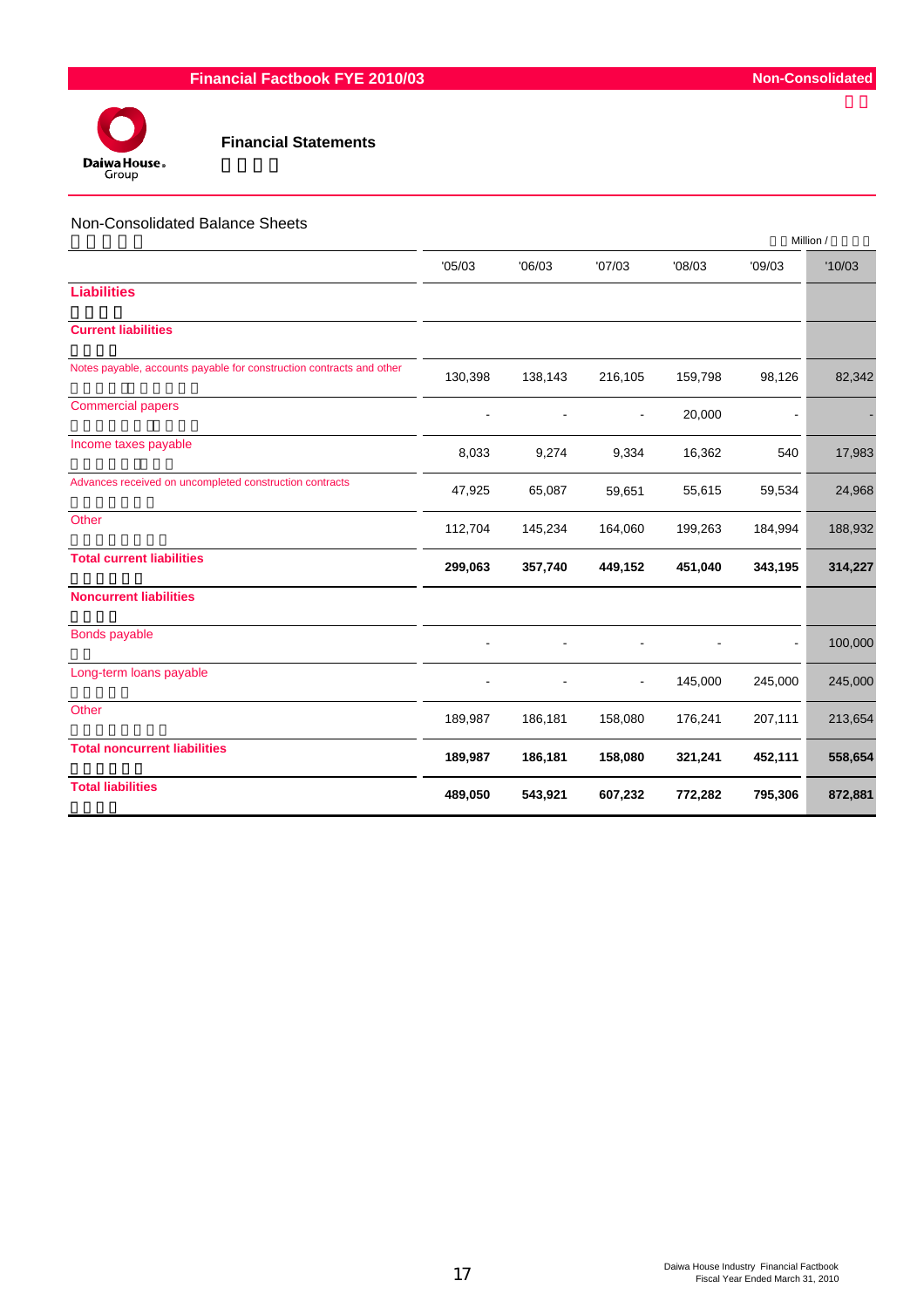## Financial Statements

### Non-Consolidated Balance Sheets

Million /

| | '05/03 | '06/03 | '07/03 | '08/03 | '09/03 | '10/03 |
|---|---|---|---|---|---|---|
| **Liabilities** | | | | | | |
| **Current liabilities** | | | | | | |
| Notes payable, accounts payable for construction contracts and other | 130,398 | 138,143 | 216,105 | 159,798 | 98,126 | 82,342 |
| Commercial papers | - | - | - | 20,000 | - | - |
| Income taxes payable | 8,033 | 9,274 | 9,334 | 16,362 | 540 | 17,983 |
| Advances received on uncompleted construction contracts | 47,925 | 65,087 | 59,651 | 55,615 | 59,534 | 24,968 |
| Other | 112,704 | 145,234 | 164,060 | 199,263 | 184,994 | 188,932 |
| **Total current liabilities** | **299,063** | **357,740** | **449,152** | **451,040** | **343,195** | **314,227** |
| **Noncurrent liabilities** | | | | | | |
| Bonds payable | - | - | - | - | - | 100,000 |
| Long-term loans payable | - | - | - | 145,000 | 245,000 | 245,000 |
| Other | 189,987 | 186,181 | 158,080 | 176,241 | 207,111 | 213,654 |
| **Total noncurrent liabilities** | **189,987** | **186,181** | **158,080** | **321,241** | **452,111** | **558,654** |
| **Total liabilities** | **489,050** | **543,921** | **607,232** | **772,282** | **795,306** | **872,881** |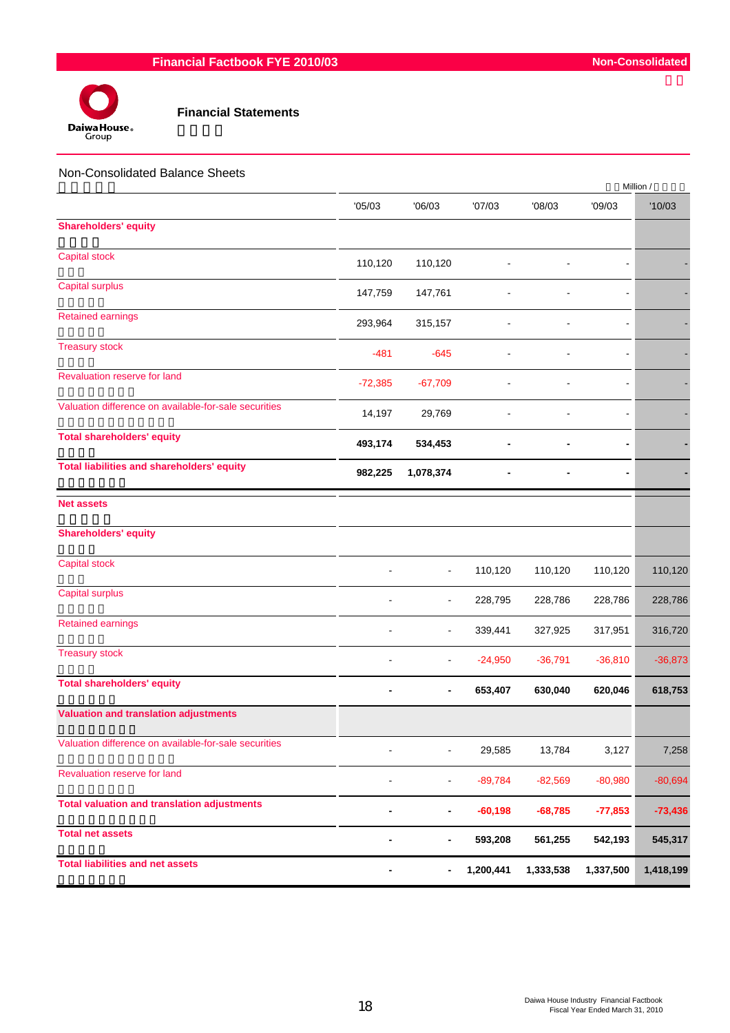## Financial Statements

### Non-Consolidated Balance Sheets

Million /

| | '05/03 | '06/03 | '07/03 | '08/03 | '09/03 | '10/03 |
|---|---|---|---|---|---|---|
| **Shareholders' equity** | | | | | | |
| Capital stock | 110,120 | 110,120 | - | - | - | - |
| Capital surplus | 147,759 | 147,761 | - | - | - | - |
| Retained earnings | 293,964 | 315,157 | - | - | - | - |
| Treasury stock | -481 | -645 | - | - | - | - |
| Revaluation reserve for land | -72,385 | -67,709 | - | - | - | - |
| Valuation difference on available-for-sale securities | 14,197 | 29,769 | - | - | - | - |
| **Total shareholders' equity** | **493,174** | **534,453** | **-** | **-** | **-** | **-** |
| **Total liabilities and shareholders' equity** | **982,225** | **1,078,374** | **-** | **-** | **-** | **-** |
| **Net assets** | | | | | | |
| **Shareholders' equity** | | | | | | |
| Capital stock | - | - | 110,120 | 110,120 | 110,120 | 110,120 |
| Capital surplus | - | - | 228,795 | 228,786 | 228,786 | 228,786 |
| Retained earnings | - | - | 339,441 | 327,925 | 317,951 | 316,720 |
| Treasury stock | - | - | -24,950 | -36,791 | -36,810 | -36,873 |
| **Total shareholders' equity** | **-** | **-** | **653,407** | **630,040** | **620,046** | **618,753** |
| **Valuation and translation adjustments** | | | | | | |
| Valuation difference on available-for-sale securities | - | - | 29,585 | 13,784 | 3,127 | 7,258 |
| Revaluation reserve for land | - | - | -89,784 | -82,569 | -80,980 | -80,694 |
| **Total valuation and translation adjustments** | **-** | **-** | **-60,198** | **-68,785** | **-77,853** | **-73,436** |
| **Total net assets** | **-** | **-** | **593,208** | **561,255** | **542,193** | **545,317** |
| **Total liabilities and net assets** | **-** | **-** | **1,200,441** | **1,333,538** | **1,337,500** | **1,418,199** |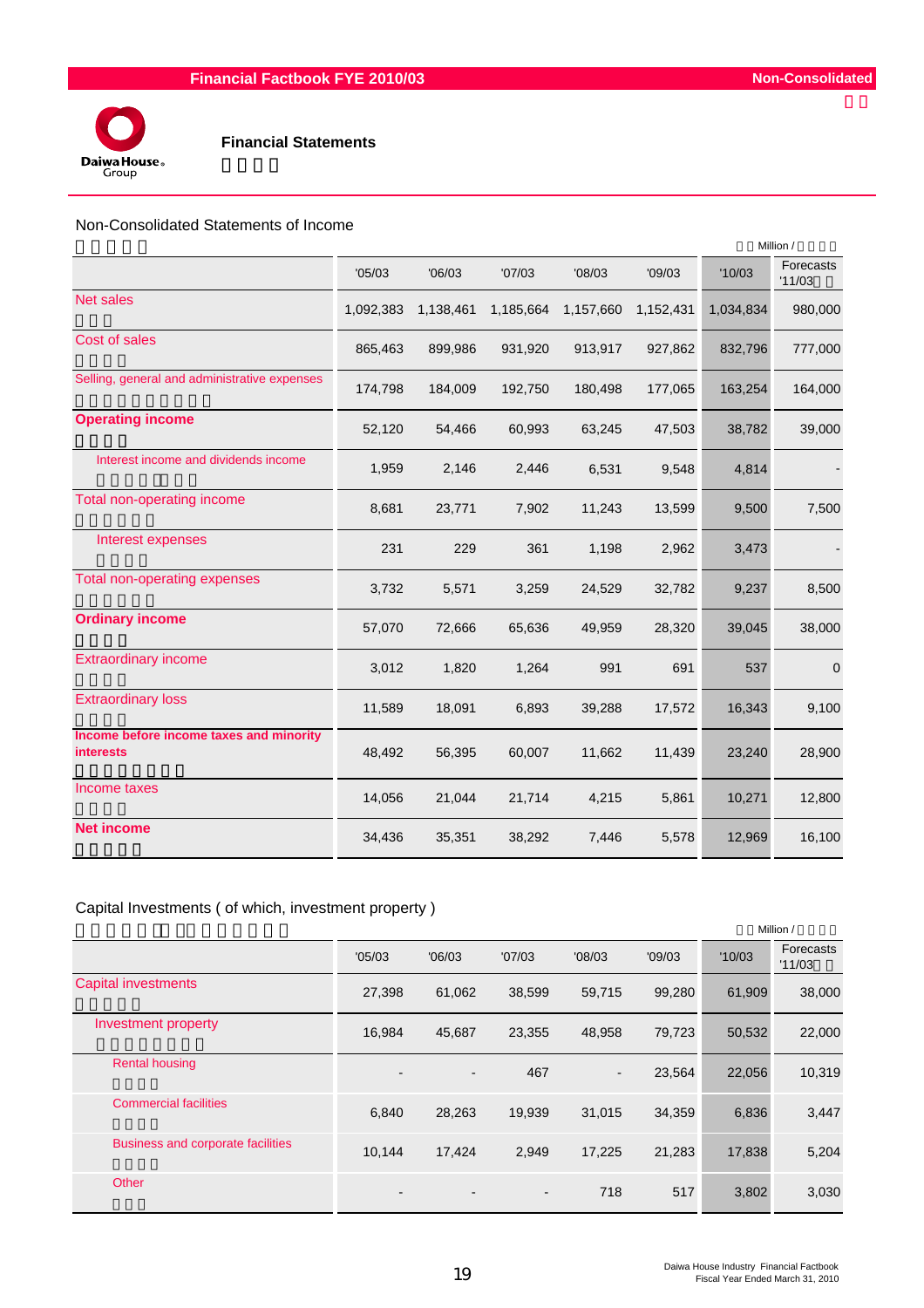# Financial Factbook FYE 2010/03

Non-Consolidated

## Financial Statements

### Non-Consolidated Statements of Income

Million /

| | '05/03 | '06/03 | '07/03 | '08/03 | '09/03 | '10/03 | Forecasts '11/03 |
|---|---|---|---|---|---|---|---|
| Net sales | 1,092,383 | 1,138,461 | 1,185,664 | 1,157,660 | 1,152,431 | 1,034,834 | 980,000 |
| Cost of sales | 865,463 | 899,986 | 931,920 | 913,917 | 927,862 | 832,796 | 777,000 |
| Selling, general and administrative expenses | 174,798 | 184,009 | 192,750 | 180,498 | 177,065 | 163,254 | 164,000 |
| **Operating income** | 52,120 | 54,466 | 60,993 | 63,245 | 47,503 | 38,782 | 39,000 |
| Interest income and dividends income | 1,959 | 2,146 | 2,446 | 6,531 | 9,548 | 4,814 | - |
| Total non-operating income | 8,681 | 23,771 | 7,902 | 11,243 | 13,599 | 9,500 | 7,500 |
| Interest expenses | 231 | 229 | 361 | 1,198 | 2,962 | 3,473 | - |
| Total non-operating expenses | 3,732 | 5,571 | 3,259 | 24,529 | 32,782 | 9,237 | 8,500 |
| **Ordinary income** | 57,070 | 72,666 | 65,636 | 49,959 | 28,320 | 39,045 | 38,000 |
| Extraordinary income | 3,012 | 1,820 | 1,264 | 991 | 691 | 537 | 0 |
| Extraordinary loss | 11,589 | 18,091 | 6,893 | 39,288 | 17,572 | 16,343 | 9,100 |
| **Income before income taxes and minority interests** | 48,492 | 56,395 | 60,007 | 11,662 | 11,439 | 23,240 | 28,900 |
| Income taxes | 14,056 | 21,044 | 21,714 | 4,215 | 5,861 | 10,271 | 12,800 |
| **Net income** | 34,436 | 35,351 | 38,292 | 7,446 | 5,578 | 12,969 | 16,100 |

### Capital Investments ( of which, investment property )

Million /

| | '05/03 | '06/03 | '07/03 | '08/03 | '09/03 | '10/03 | Forecasts '11/03 |
|---|---|---|---|---|---|---|---|
| Capital investments | 27,398 | 61,062 | 38,599 | 59,715 | 99,280 | 61,909 | 38,000 |
| Investment property | 16,984 | 45,687 | 23,355 | 48,958 | 79,723 | 50,532 | 22,000 |
| Rental housing | - | - | 467 | - | 23,564 | 22,056 | 10,319 |
| Commercial facilities | 6,840 | 28,263 | 19,939 | 31,015 | 34,359 | 6,836 | 3,447 |
| Business and corporate facilities | 10,144 | 17,424 | 2,949 | 17,225 | 21,283 | 17,838 | 5,204 |
| Other | - | - | - | 718 | 517 | 3,802 | 3,030 |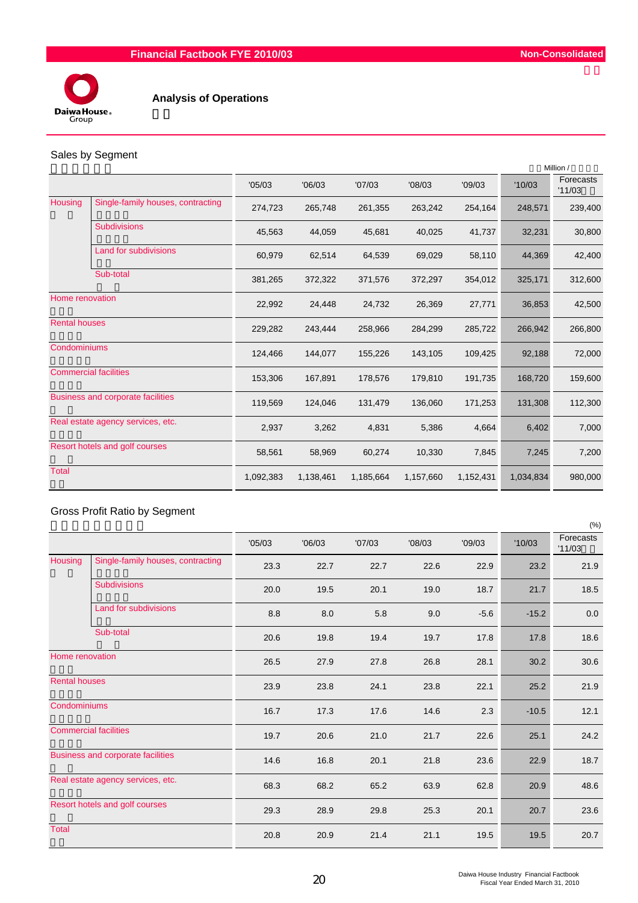# Analysis of Operations

## Sales by Segment

Million /

| | | '05/03 | '06/03 | '07/03 | '08/03 | '09/03 | '10/03 | Forecasts '11/03 |
|---|---|---|---|---|---|---|---|---|
| Housing | Single-family houses, contracting | 274,723 | 265,748 | 261,355 | 263,242 | 254,164 | 248,571 | 239,400 |
| | Subdivisions | 45,563 | 44,059 | 45,681 | 40,025 | 41,737 | 32,231 | 30,800 |
| | Land for subdivisions | 60,979 | 62,514 | 64,539 | 69,029 | 58,110 | 44,369 | 42,400 |
| | Sub-total | 381,265 | 372,322 | 371,576 | 372,297 | 354,012 | 325,171 | 312,600 |
| Home renovation | | 22,992 | 24,448 | 24,732 | 26,369 | 27,771 | 36,853 | 42,500 |
| Rental houses | | 229,282 | 243,444 | 258,966 | 284,299 | 285,722 | 266,942 | 266,800 |
| Condominiums | | 124,466 | 144,077 | 155,226 | 143,105 | 109,425 | 92,188 | 72,000 |
| Commercial facilities | | 153,306 | 167,891 | 178,576 | 179,810 | 191,735 | 168,720 | 159,600 |
| Business and corporate facilities | | 119,569 | 124,046 | 131,479 | 136,060 | 171,253 | 131,308 | 112,300 |
| Real estate agency services, etc. | | 2,937 | 3,262 | 4,831 | 5,386 | 4,664 | 6,402 | 7,000 |
| Resort hotels and golf courses | | 58,561 | 58,969 | 60,274 | 10,330 | 7,845 | 7,245 | 7,200 |
| Total | | 1,092,383 | 1,138,461 | 1,185,664 | 1,157,660 | 1,152,431 | 1,034,834 | 980,000 |

## Gross Profit Ratio by Segment

(%)

| | | '05/03 | '06/03 | '07/03 | '08/03 | '09/03 | '10/03 | Forecasts '11/03 |
|---|---|---|---|---|---|---|---|---|
| Housing | Single-family houses, contracting | 23.3 | 22.7 | 22.7 | 22.6 | 22.9 | 23.2 | 21.9 |
| | Subdivisions | 20.0 | 19.5 | 20.1 | 19.0 | 18.7 | 21.7 | 18.5 |
| | Land for subdivisions | 8.8 | 8.0 | 5.8 | 9.0 | -5.6 | -15.2 | 0.0 |
| | Sub-total | 20.6 | 19.8 | 19.4 | 19.7 | 17.8 | 17.8 | 18.6 |
| Home renovation | | 26.5 | 27.9 | 27.8 | 26.8 | 28.1 | 30.2 | 30.6 |
| Rental houses | | 23.9 | 23.8 | 24.1 | 23.8 | 22.1 | 25.2 | 21.9 |
| Condominiums | | 16.7 | 17.3 | 17.6 | 14.6 | 2.3 | -10.5 | 12.1 |
| Commercial facilities | | 19.7 | 20.6 | 21.0 | 21.7 | 22.6 | 25.1 | 24.2 |
| Business and corporate facilities | | 14.6 | 16.8 | 20.1 | 21.8 | 23.6 | 22.9 | 18.7 |
| Real estate agency services, etc. | | 68.3 | 68.2 | 65.2 | 63.9 | 62.8 | 20.9 | 48.6 |
| Resort hotels and golf courses | | 29.3 | 28.9 | 29.8 | 25.3 | 20.1 | 20.7 | 23.6 |
| Total | | 20.8 | 20.9 | 21.4 | 21.1 | 19.5 | 19.5 | 20.7 |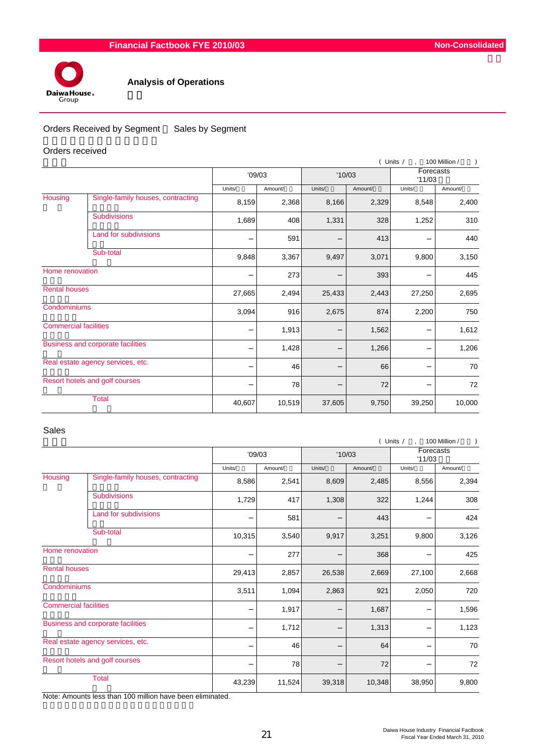## Analysis of Operations

### Orders Received by Segment ・ Sales by Segment

#### Orders received

( Units / , 100 Million / )

| | | '09/03 | | '10/03 | | Forecasts '11/03 | |
|---|---|---|---|---|---|---|---|
| | | Units/ | Amount/ | Units/ | Amount/ | Units/ | Amount/ |
| Housing | Single-family houses, contracting | 8,159 | 2,368 | 8,166 | 2,329 | 8,548 | 2,400 |
| | Subdivisions | 1,689 | 408 | 1,331 | 328 | 1,252 | 310 |
| | Land for subdivisions | – | 591 | – | 413 | – | 440 |
| | Sub-total | 9,848 | 3,367 | 9,497 | 3,071 | 9,800 | 3,150 |
| Home renovation | | – | 273 | – | 393 | – | 445 |
| Rental houses | | 27,665 | 2,494 | 25,433 | 2,443 | 27,250 | 2,695 |
| Condominiums | | 3,094 | 916 | 2,675 | 874 | 2,200 | 750 |
| Commercial facilities | | – | 1,913 | – | 1,562 | – | 1,612 |
| Business and corporate facilities | | – | 1,428 | – | 1,266 | – | 1,206 |
| Real estate agency services, etc. | | – | 46 | – | 66 | – | 70 |
| Resort hotels and golf courses | | – | 78 | – | 72 | – | 72 |
| Total | | 40,607 | 10,519 | 37,605 | 9,750 | 39,250 | 10,000 |

#### Sales

( Units / , 100 Million / )

| | | '09/03 | | '10/03 | | Forecasts '11/03 | |
|---|---|---|---|---|---|---|---|
| | | Units/ | Amount/ | Units/ | Amount/ | Units/ | Amount/ |
| Housing | Single-family houses, contracting | 8,586 | 2,541 | 8,609 | 2,485 | 8,556 | 2,394 |
| | Subdivisions | 1,729 | 417 | 1,308 | 322 | 1,244 | 308 |
| | Land for subdivisions | – | 581 | – | 443 | – | 424 |
| | Sub-total | 10,315 | 3,540 | 9,917 | 3,251 | 9,800 | 3,126 |
| Home renovation | | – | 277 | – | 368 | – | 425 |
| Rental houses | | 29,413 | 2,857 | 26,538 | 2,669 | 27,100 | 2,668 |
| Condominiums | | 3,511 | 1,094 | 2,863 | 921 | 2,050 | 720 |
| Commercial facilities | | – | 1,917 | – | 1,687 | – | 1,596 |
| Business and corporate facilities | | – | 1,712 | – | 1,313 | – | 1,123 |
| Real estate agency services, etc. | | – | 46 | – | 64 | – | 70 |
| Resort hotels and golf courses | | – | 78 | – | 72 | – | 72 |
| Total | | 43,239 | 11,524 | 39,318 | 10,348 | 38,950 | 9,800 |

Note: Amounts less than 100 million have been eliminated.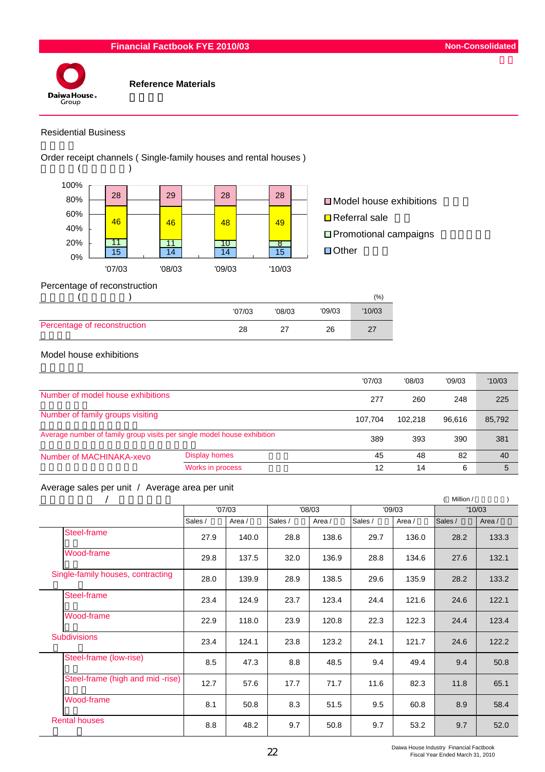## Reference Materials

### Residential Business

#### Order receipt channels ( Single-family houses and rental houses )

( )

| | '07/03 | '08/03 | '09/03 | '10/03 |
|---|---|---|---|---|
| Model house exhibitions | 28 | 29 | 28 | 28 |
| Referral sale | 46 | 46 | 48 | 49 |
| Promotional campaigns | 11 | 11 | 10 | 8 |
| Other | 15 | 14 | 14 | 15 |

#### Percentage of reconstruction

(%)

| | '07/03 | '08/03 | '09/03 | '10/03 |
|---|---|---|---|---|
| Percentage of reconstruction | 28 | 27 | 26 | 27 |

#### Model house exhibitions

| | | '07/03 | '08/03 | '09/03 | '10/03 |
|---|---|---|---|---|---|
| Number of model house exhibitions | | 277 | 260 | 248 | 225 |
| Number of family groups visiting | | 107,704 | 102,218 | 96,616 | 85,792 |
| Average number of family group visits per single model house exhibition | | 389 | 393 | 390 | 381 |
| Number of MACHINAKA-xevo | Display homes | 45 | 48 | 82 | 40 |
| | Works in process | 12 | 14 | 6 | 5 |

#### Average sales per unit / Average area per unit

( Million / )

| | '07/03 | | '08/03 | | '09/03 | | '10/03 | |
|---|---|---|---|---|---|---|---|---|
| | Sales / | Area / | Sales / | Area / | Sales / | Area / | Sales / | Area / |
| Steel-frame | 27.9 | 140.0 | 28.8 | 138.6 | 29.7 | 136.0 | 28.2 | 133.3 |
| Wood-frame | 29.8 | 137.5 | 32.0 | 136.9 | 28.8 | 134.6 | 27.6 | 132.1 |
| Single-family houses, contracting | 28.0 | 139.9 | 28.9 | 138.5 | 29.6 | 135.9 | 28.2 | 133.2 |
| Steel-frame | 23.4 | 124.9 | 23.7 | 123.4 | 24.4 | 121.6 | 24.6 | 122.1 |
| Wood-frame | 22.9 | 118.0 | 23.9 | 120.8 | 22.3 | 122.3 | 24.4 | 123.4 |
| Subdivisions | 23.4 | 124.1 | 23.8 | 123.2 | 24.1 | 121.7 | 24.6 | 122.2 |
| Steel-frame (low-rise) | 8.5 | 47.3 | 8.8 | 48.5 | 9.4 | 49.4 | 9.4 | 50.8 |
| Steel-frame (high and mid -rise) | 12.7 | 57.6 | 17.7 | 71.7 | 11.6 | 82.3 | 11.8 | 65.1 |
| Wood-frame | 8.1 | 50.8 | 8.3 | 51.5 | 9.5 | 60.8 | 8.9 | 58.4 |
| Rental houses | 8.8 | 48.2 | 9.7 | 50.8 | 9.7 | 53.2 | 9.7 | 52.0 |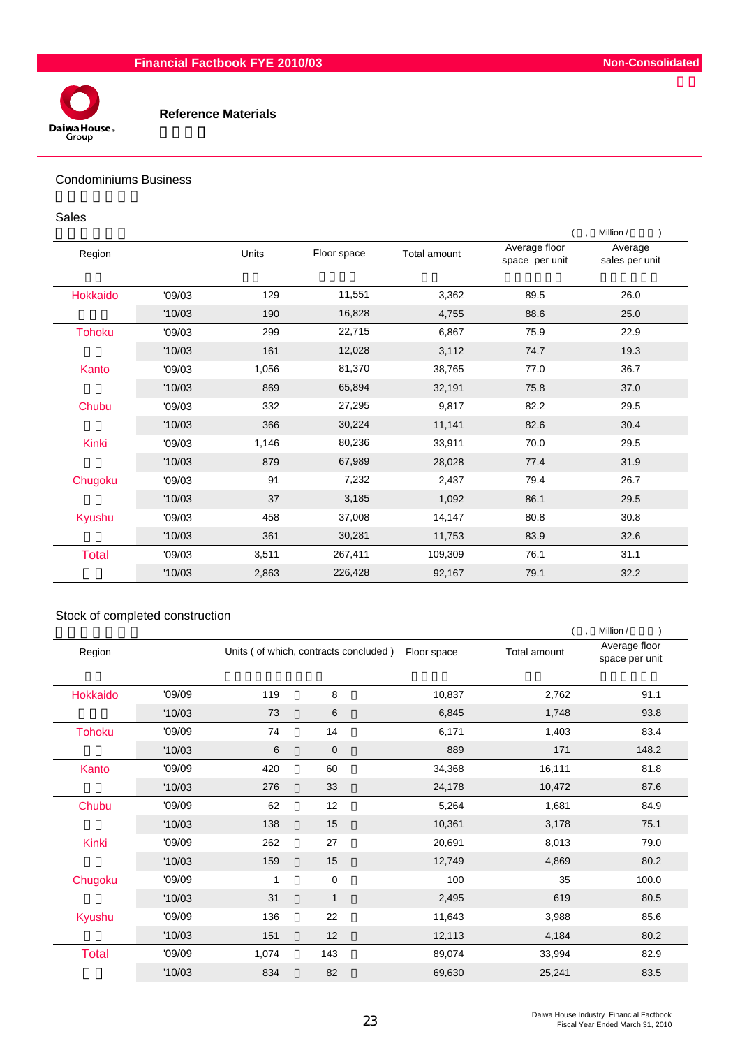## Reference Materials

### Condominiums Business

#### Sales

( , Million / )

| Region | | Units | Floor space | Total amount | Average floor space per unit | Average sales per unit |
|---|---|---|---|---|---|---|
| Hokkaido | '09/03 | 129 | 11,551 | 3,362 | 89.5 | 26.0 |
| | '10/03 | 190 | 16,828 | 4,755 | 88.6 | 25.0 |
| Tohoku | '09/03 | 299 | 22,715 | 6,867 | 75.9 | 22.9 |
| | '10/03 | 161 | 12,028 | 3,112 | 74.7 | 19.3 |
| Kanto | '09/03 | 1,056 | 81,370 | 38,765 | 77.0 | 36.7 |
| | '10/03 | 869 | 65,894 | 32,191 | 75.8 | 37.0 |
| Chubu | '09/03 | 332 | 27,295 | 9,817 | 82.2 | 29.5 |
| | '10/03 | 366 | 30,224 | 11,141 | 82.6 | 30.4 |
| Kinki | '09/03 | 1,146 | 80,236 | 33,911 | 70.0 | 29.5 |
| | '10/03 | 879 | 67,989 | 28,028 | 77.4 | 31.9 |
| Chugoku | '09/03 | 91 | 7,232 | 2,437 | 79.4 | 26.7 |
| | '10/03 | 37 | 3,185 | 1,092 | 86.1 | 29.5 |
| Kyushu | '09/03 | 458 | 37,008 | 14,147 | 80.8 | 30.8 |
| | '10/03 | 361 | 30,281 | 11,753 | 83.9 | 32.6 |
| Total | '09/03 | 3,511 | 267,411 | 109,309 | 76.1 | 31.1 |
| | '10/03 | 2,863 | 226,428 | 92,167 | 79.1 | 32.2 |

#### Stock of completed construction

( , Million / )

| Region | | Units | ( of which, contracts concluded ) | Floor space | Total amount | Average floor space per unit |
|---|---|---|---|---|---|---|
| Hokkaido | '09/09 | 119 | 8 | 10,837 | 2,762 | 91.1 |
| | '10/03 | 73 | 6 | 6,845 | 1,748 | 93.8 |
| Tohoku | '09/09 | 74 | 14 | 6,171 | 1,403 | 83.4 |
| | '10/03 | 6 | 0 | 889 | 171 | 148.2 |
| Kanto | '09/09 | 420 | 60 | 34,368 | 16,111 | 81.8 |
| | '10/03 | 276 | 33 | 24,178 | 10,472 | 87.6 |
| Chubu | '09/09 | 62 | 12 | 5,264 | 1,681 | 84.9 |
| | '10/03 | 138 | 15 | 10,361 | 3,178 | 75.1 |
| Kinki | '09/09 | 262 | 27 | 20,691 | 8,013 | 79.0 |
| | '10/03 | 159 | 15 | 12,749 | 4,869 | 80.2 |
| Chugoku | '09/09 | 1 | 0 | 100 | 35 | 100.0 |
| | '10/03 | 31 | 1 | 2,495 | 619 | 80.5 |
| Kyushu | '09/09 | 136 | 22 | 11,643 | 3,988 | 85.6 |
| | '10/03 | 151 | 12 | 12,113 | 4,184 | 80.2 |
| Total | '09/09 | 1,074 | 143 | 89,074 | 33,994 | 82.9 |
| | '10/03 | 834 | 82 | 69,630 | 25,241 | 83.5 |